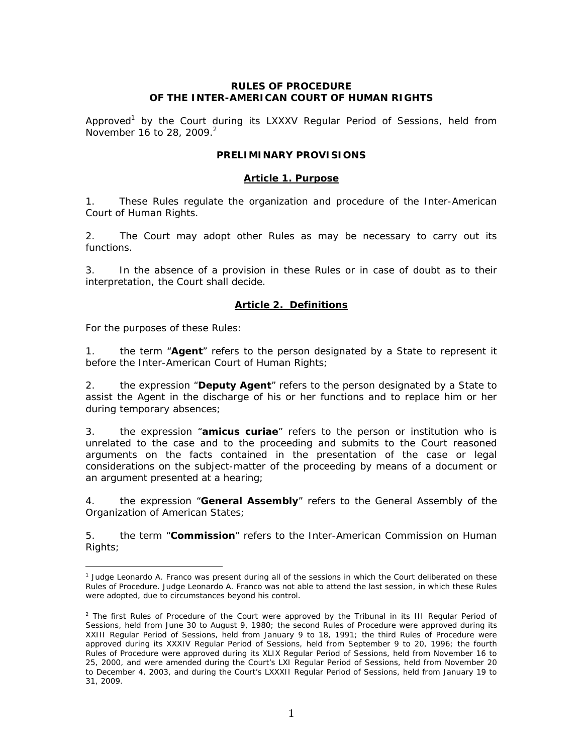# RULES OF PROCEDURE OF THE INTER-AMERICAN COURT OF HUMAN RIGHTS

Approved[1] by the Court during its LXXXV Regular Period of Sessions, held from November 16 to 28, 2009.[2]

## PRELIMINARY PROVISIONS

### Article 1. Purpose

1. These Rules regulate the organization and procedure of the Inter-American Court of Human Rights.

2. The Court may adopt other Rules as may be necessary to carry out its functions.

3. In the absence of a provision in these Rules or in case of doubt as to their interpretation, the Court shall decide.

### Article 2. Definitions

For the purposes of these Rules:

1. the term "**Agent**" refers to the person designated by a State to represent it before the Inter-American Court of Human Rights;

2. the expression "**Deputy Agent**" refers to the person designated by a State to assist the Agent in the discharge of his or her functions and to replace him or her during temporary absences;

3. the expression "**amicus curiae**" refers to the person or institution who is unrelated to the case and to the proceeding and submits to the Court reasoned arguments on the facts contained in the presentation of the case or legal considerations on the subject-matter of the proceeding by means of a document or an argument presented at a hearing;

4. the expression "**General Assembly**" refers to the General Assembly of the Organization of American States;

5. the term "**Commission**" refers to the Inter-American Commission on Human Rights;

---

[1] Judge Leonardo A. Franco was present during all of the sessions in which the Court deliberated on these Rules of Procedure. Judge Leonardo A. Franco was not able to attend the last session, in which these Rules were adopted, due to circumstances beyond his control.

[2] The first Rules of Procedure of the Court were approved by the Tribunal in its III Regular Period of Sessions, held from June 30 to August 9, 1980; the second Rules of Procedure were approved during its XXIII Regular Period of Sessions, held from January 9 to 18, 1991; the third Rules of Procedure were approved during its XXXIV Regular Period of Sessions, held from September 9 to 20, 1996; the fourth Rules of Procedure were approved during its XLIX Regular Period of Sessions, held from November 16 to 25, 2000, and were amended during the Court's LXI Regular Period of Sessions, held from November 20 to December 4, 2003, and during the Court's LXXXII Regular Period of Sessions, held from January 19 to 31, 2009.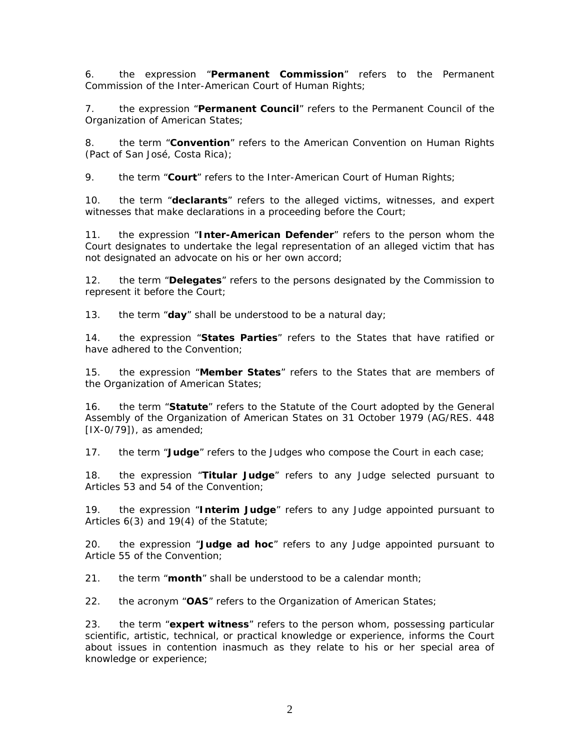6. the expression "**Permanent Commission**" refers to the Permanent Commission of the Inter-American Court of Human Rights;

7. the expression "**Permanent Council**" refers to the Permanent Council of the Organization of American States;

8. the term "**Convention**" refers to the American Convention on Human Rights (Pact of San José, Costa Rica);

9. the term "**Court**" refers to the Inter-American Court of Human Rights;

10. the term "**declarants**" refers to the alleged victims, witnesses, and expert witnesses that make declarations in a proceeding before the Court;

11. the expression "**Inter-American Defender**" refers to the person whom the Court designates to undertake the legal representation of an alleged victim that has not designated an advocate on his or her own accord;

12. the term "**Delegates**" refers to the persons designated by the Commission to represent it before the Court;

13. the term "**day**" shall be understood to be a natural day;

14. the expression "**States Parties**" refers to the States that have ratified or have adhered to the Convention;

15. the expression "**Member States**" refers to the States that are members of the Organization of American States;

16. the term "**Statute**" refers to the Statute of the Court adopted by the General Assembly of the Organization of American States on 31 October 1979 (AG/RES. 448 [IX-0/79]), as amended;

17. the term "**Judge**" refers to the Judges who compose the Court in each case;

18. the expression "**Titular Judge**" refers to any Judge selected pursuant to Articles 53 and 54 of the Convention;

19. the expression "**Interim Judge**" refers to any Judge appointed pursuant to Articles 6(3) and 19(4) of the Statute;

20. the expression "**Judge ad hoc**" refers to any Judge appointed pursuant to Article 55 of the Convention;

21. the term "**month**" shall be understood to be a calendar month;

22. the acronym "**OAS**" refers to the Organization of American States;

23. the term "**expert witness**" refers to the person whom, possessing particular scientific, artistic, technical, or practical knowledge or experience, informs the Court about issues in contention inasmuch as they relate to his or her special area of knowledge or experience;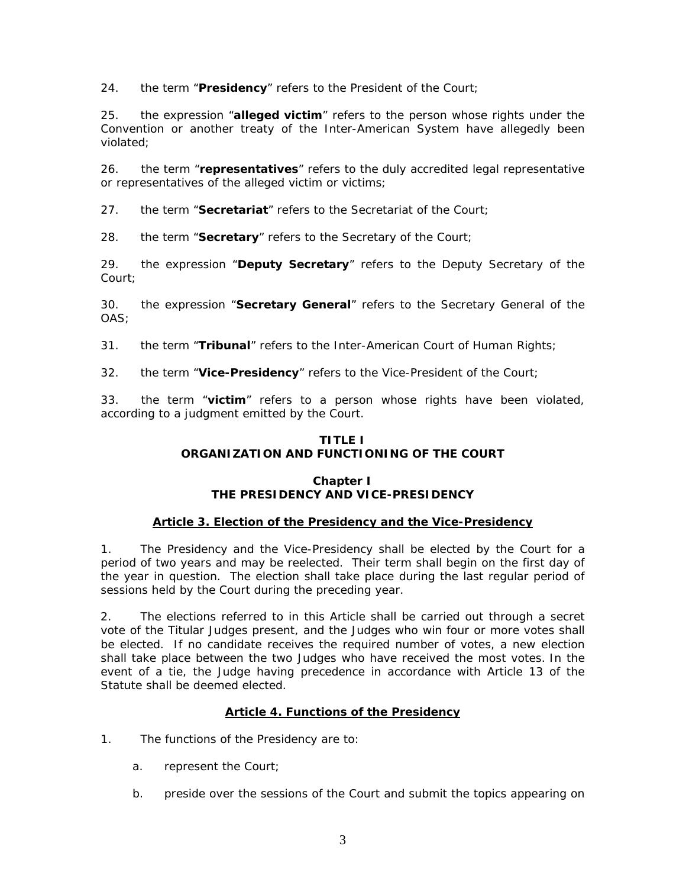24. the term "**Presidency**" refers to the President of the Court;

25. the expression "**alleged victim**" refers to the person whose rights under the Convention or another treaty of the Inter-American System have allegedly been violated;

26. the term "**representatives**" refers to the duly accredited legal representative or representatives of the alleged victim or victims;

27. the term "**Secretariat**" refers to the Secretariat of the Court;

28. the term "**Secretary**" refers to the Secretary of the Court;

29. the expression "**Deputy Secretary**" refers to the Deputy Secretary of the Court;

30. the expression "**Secretary General**" refers to the Secretary General of the OAS;

31. the term "**Tribunal**" refers to the Inter-American Court of Human Rights;

32. the term "**Vice-Presidency**" refers to the Vice-President of the Court;

33. the term "**victim**" refers to a person whose rights have been violated, according to a judgment emitted by the Court.

## TITLE I
## ORGANIZATION AND FUNCTIONING OF THE COURT

### Chapter I
### THE PRESIDENCY AND VICE-PRESIDENCY

#### Article 3. Election of the Presidency and the Vice-Presidency

1. The Presidency and the Vice-Presidency shall be elected by the Court for a period of two years and may be reelected. Their term shall begin on the first day of the year in question. The election shall take place during the last regular period of sessions held by the Court during the preceding year.

2. The elections referred to in this Article shall be carried out through a secret vote of the Titular Judges present, and the Judges who win four or more votes shall be elected. If no candidate receives the required number of votes, a new election shall take place between the two Judges who have received the most votes. In the event of a tie, the Judge having precedence in accordance with Article 13 of the Statute shall be deemed elected.

#### Article 4. Functions of the Presidency

1. The functions of the Presidency are to:

   a. represent the Court;

   b. preside over the sessions of the Court and submit the topics appearing on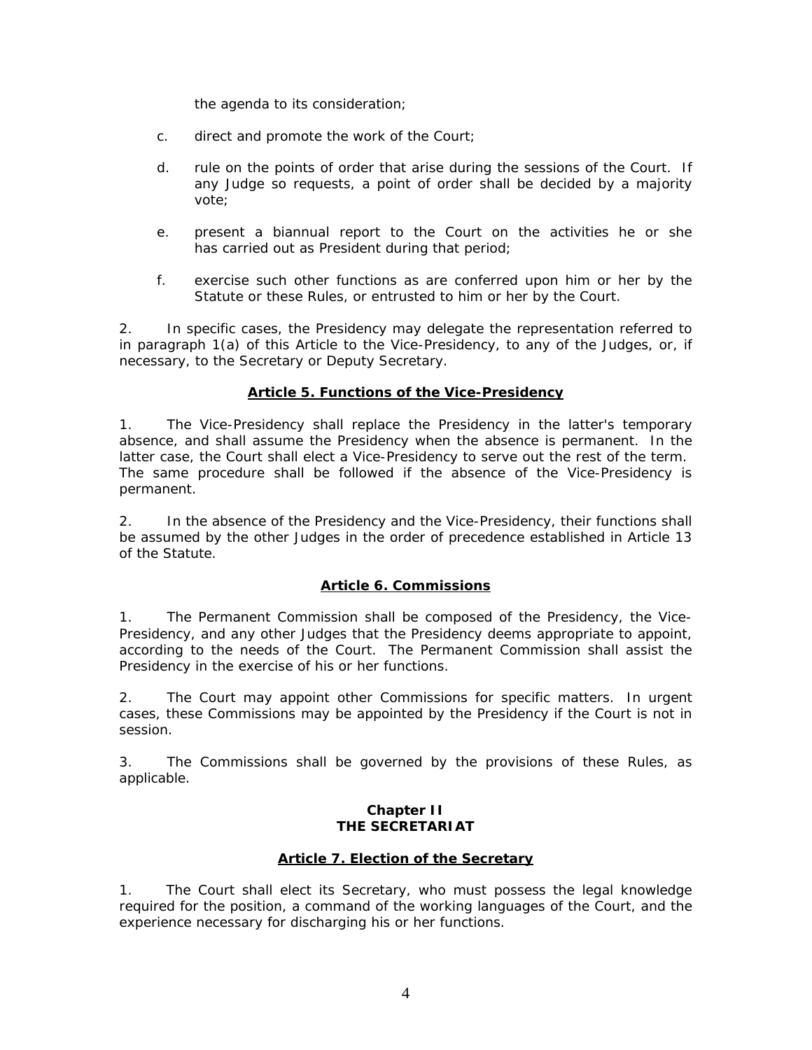the agenda to its consideration;

c. direct and promote the work of the Court;

d. rule on the points of order that arise during the sessions of the Court. If any Judge so requests, a point of order shall be decided by a majority vote;

e. present a biannual report to the Court on the activities he or she has carried out as President during that period;

f. exercise such other functions as are conferred upon him or her by the Statute or these Rules, or entrusted to him or her by the Court.

2. In specific cases, the Presidency may delegate the representation referred to in paragraph 1(a) of this Article to the Vice-Presidency, to any of the Judges, or, if necessary, to the Secretary or Deputy Secretary.

### Article 5. Functions of the Vice-Presidency

1. The Vice-Presidency shall replace the Presidency in the latter's temporary absence, and shall assume the Presidency when the absence is permanent. In the latter case, the Court shall elect a Vice-Presidency to serve out the rest of the term. The same procedure shall be followed if the absence of the Vice-Presidency is permanent.

2. In the absence of the Presidency and the Vice-Presidency, their functions shall be assumed by the other Judges in the order of precedence established in Article 13 of the Statute.

### Article 6. Commissions

1. The Permanent Commission shall be composed of the Presidency, the Vice-Presidency, and any other Judges that the Presidency deems appropriate to appoint, according to the needs of the Court. The Permanent Commission shall assist the Presidency in the exercise of his or her functions.

2. The Court may appoint other Commissions for specific matters. In urgent cases, these Commissions may be appointed by the Presidency if the Court is not in session.

3. The Commissions shall be governed by the provisions of these Rules, as applicable.

## Chapter II
## THE SECRETARIAT

### Article 7. Election of the Secretary

1. The Court shall elect its Secretary, who must possess the legal knowledge required for the position, a command of the working languages of the Court, and the experience necessary for discharging his or her functions.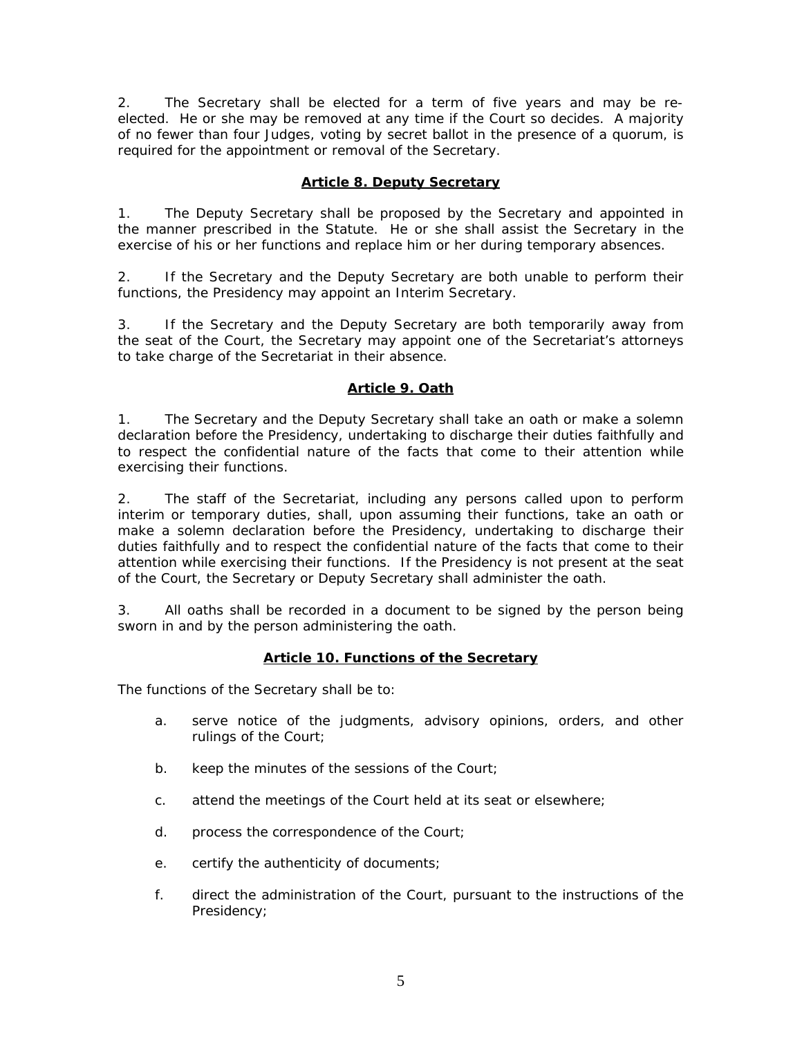2. The Secretary shall be elected for a term of five years and may be re-elected. He or she may be removed at any time if the Court so decides. A majority of no fewer than four Judges, voting by secret ballot in the presence of a quorum, is required for the appointment or removal of the Secretary.

## Article 8. Deputy Secretary

1. The Deputy Secretary shall be proposed by the Secretary and appointed in the manner prescribed in the Statute. He or she shall assist the Secretary in the exercise of his or her functions and replace him or her during temporary absences.

2. If the Secretary and the Deputy Secretary are both unable to perform their functions, the Presidency may appoint an Interim Secretary.

3. If the Secretary and the Deputy Secretary are both temporarily away from the seat of the Court, the Secretary may appoint one of the Secretariat's attorneys to take charge of the Secretariat in their absence.

## Article 9. Oath

1. The Secretary and the Deputy Secretary shall take an oath or make a solemn declaration before the Presidency, undertaking to discharge their duties faithfully and to respect the confidential nature of the facts that come to their attention while exercising their functions.

2. The staff of the Secretariat, including any persons called upon to perform interim or temporary duties, shall, upon assuming their functions, take an oath or make a solemn declaration before the Presidency, undertaking to discharge their duties faithfully and to respect the confidential nature of the facts that come to their attention while exercising their functions. If the Presidency is not present at the seat of the Court, the Secretary or Deputy Secretary shall administer the oath.

3. All oaths shall be recorded in a document to be signed by the person being sworn in and by the person administering the oath.

## Article 10. Functions of the Secretary

The functions of the Secretary shall be to:

a. serve notice of the judgments, advisory opinions, orders, and other rulings of the Court;

b. keep the minutes of the sessions of the Court;

c. attend the meetings of the Court held at its seat or elsewhere;

d. process the correspondence of the Court;

e. certify the authenticity of documents;

f. direct the administration of the Court, pursuant to the instructions of the Presidency;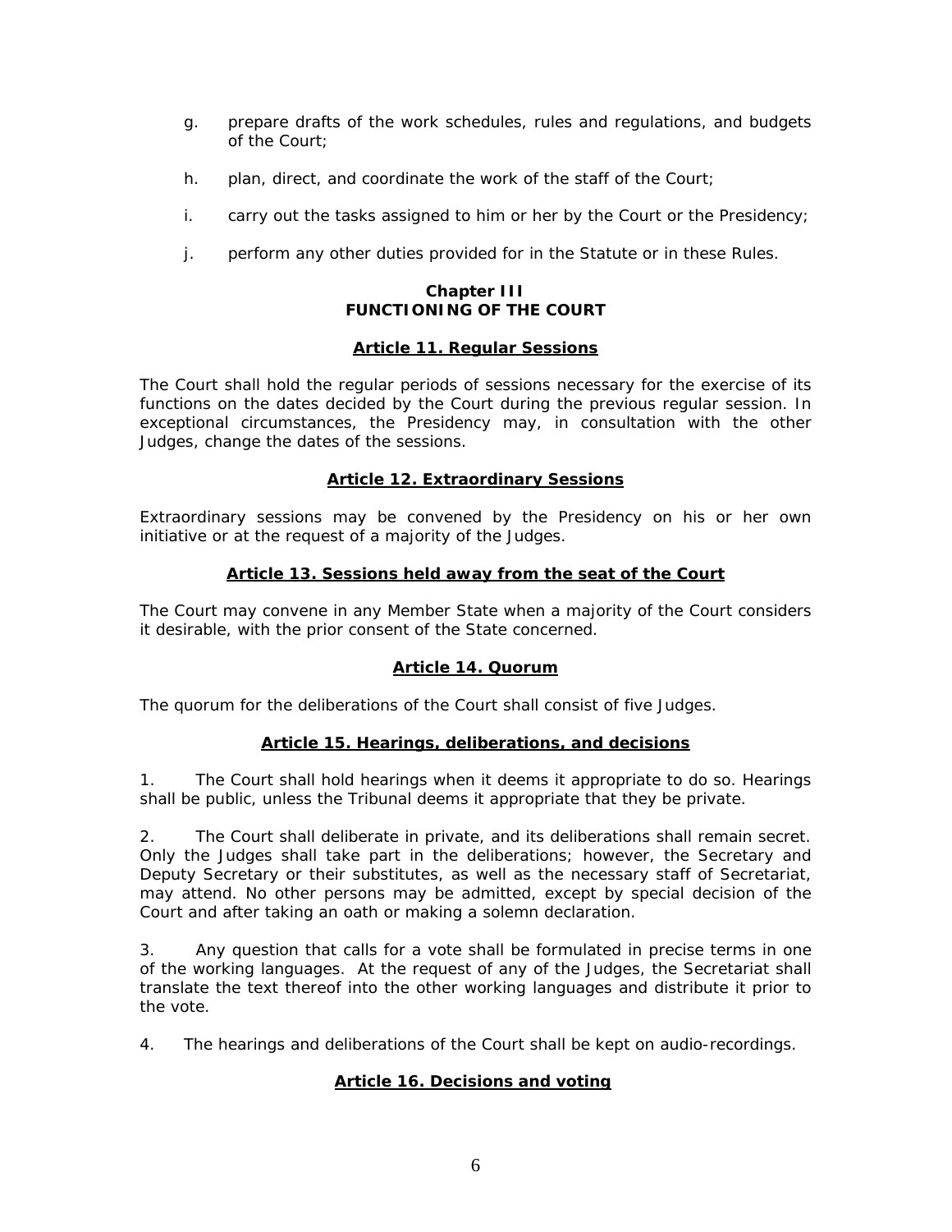g. prepare drafts of the work schedules, rules and regulations, and budgets of the Court;

h. plan, direct, and coordinate the work of the staff of the Court;

i. carry out the tasks assigned to him or her by the Court or the Presidency;

j. perform any other duties provided for in the Statute or in these Rules.

## Chapter III
## FUNCTIONING OF THE COURT

### Article 11. Regular Sessions

The Court shall hold the regular periods of sessions necessary for the exercise of its functions on the dates decided by the Court during the previous regular session. In exceptional circumstances, the Presidency may, in consultation with the other Judges, change the dates of the sessions.

### Article 12. Extraordinary Sessions

Extraordinary sessions may be convened by the Presidency on his or her own initiative or at the request of a majority of the Judges.

### Article 13. Sessions held away from the seat of the Court

The Court may convene in any Member State when a majority of the Court considers it desirable, with the prior consent of the State concerned.

### Article 14. Quorum

The quorum for the deliberations of the Court shall consist of five Judges.

### Article 15. Hearings, deliberations, and decisions

1. The Court shall hold hearings when it deems it appropriate to do so. Hearings shall be public, unless the Tribunal deems it appropriate that they be private.

2. The Court shall deliberate in private, and its deliberations shall remain secret. Only the Judges shall take part in the deliberations; however, the Secretary and Deputy Secretary or their substitutes, as well as the necessary staff of Secretariat, may attend. No other persons may be admitted, except by special decision of the Court and after taking an oath or making a solemn declaration.

3. Any question that calls for a vote shall be formulated in precise terms in one of the working languages. At the request of any of the Judges, the Secretariat shall translate the text thereof into the other working languages and distribute it prior to the vote.

4. The hearings and deliberations of the Court shall be kept on audio-recordings.

### Article 16. Decisions and voting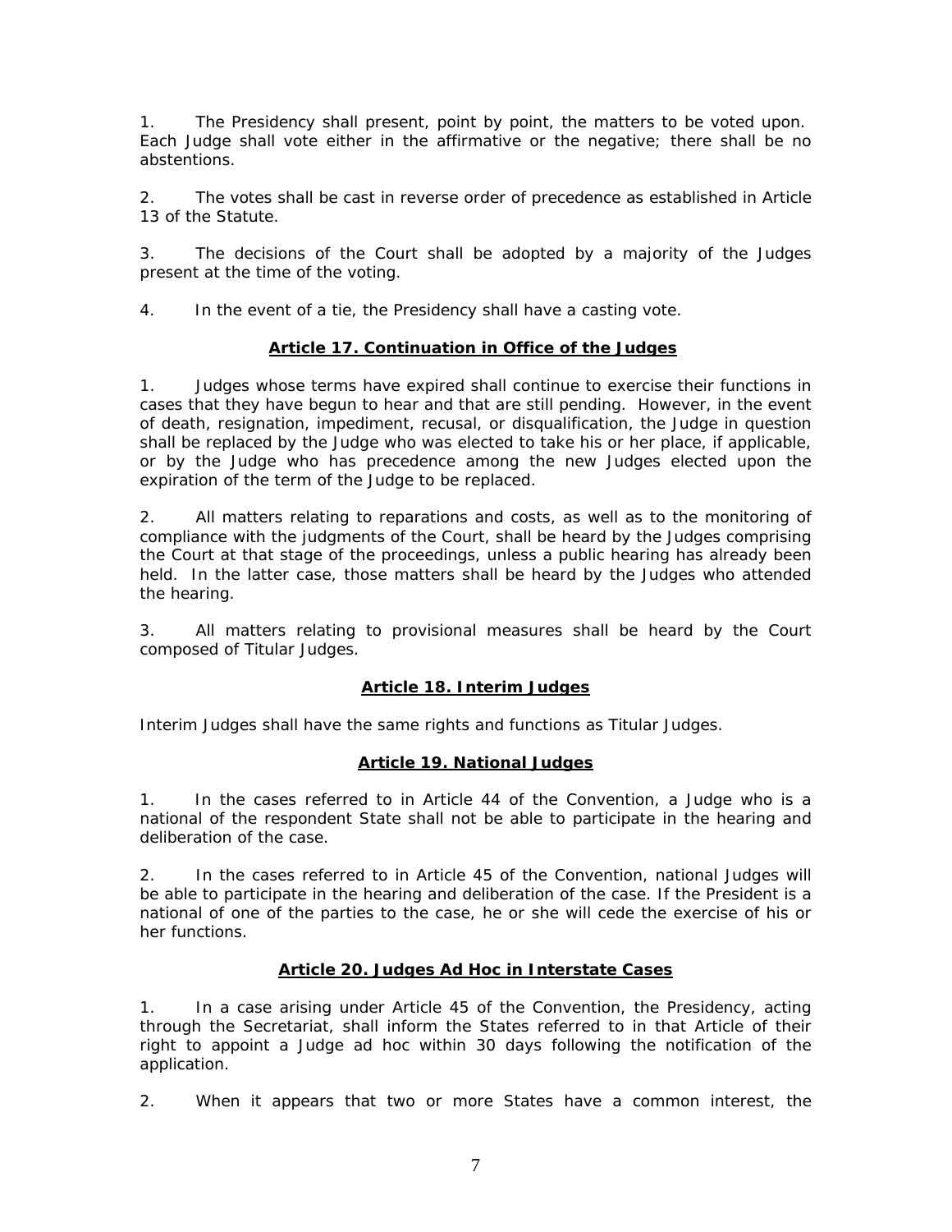1. The Presidency shall present, point by point, the matters to be voted upon. Each Judge shall vote either in the affirmative or the negative; there shall be no abstentions.

2. The votes shall be cast in reverse order of precedence as established in Article 13 of the Statute.

3. The decisions of the Court shall be adopted by a majority of the Judges present at the time of the voting.

4. In the event of a tie, the Presidency shall have a casting vote.

### Article 17. Continuation in Office of the Judges

1. Judges whose terms have expired shall continue to exercise their functions in cases that they have begun to hear and that are still pending. However, in the event of death, resignation, impediment, recusal, or disqualification, the Judge in question shall be replaced by the Judge who was elected to take his or her place, if applicable, or by the Judge who has precedence among the new Judges elected upon the expiration of the term of the Judge to be replaced.

2. All matters relating to reparations and costs, as well as to the monitoring of compliance with the judgments of the Court, shall be heard by the Judges comprising the Court at that stage of the proceedings, unless a public hearing has already been held. In the latter case, those matters shall be heard by the Judges who attended the hearing.

3. All matters relating to provisional measures shall be heard by the Court composed of Titular Judges.

### Article 18. Interim Judges

Interim Judges shall have the same rights and functions as Titular Judges.

### Article 19. National Judges

1. In the cases referred to in Article 44 of the Convention, a Judge who is a national of the respondent State shall not be able to participate in the hearing and deliberation of the case.

2. In the cases referred to in Article 45 of the Convention, national Judges will be able to participate in the hearing and deliberation of the case. If the President is a national of one of the parties to the case, he or she will cede the exercise of his or her functions.

### Article 20. Judges Ad Hoc in Interstate Cases

1. In a case arising under Article 45 of the Convention, the Presidency, acting through the Secretariat, shall inform the States referred to in that Article of their right to appoint a Judge ad hoc within 30 days following the notification of the application.

2. When it appears that two or more States have a common interest, the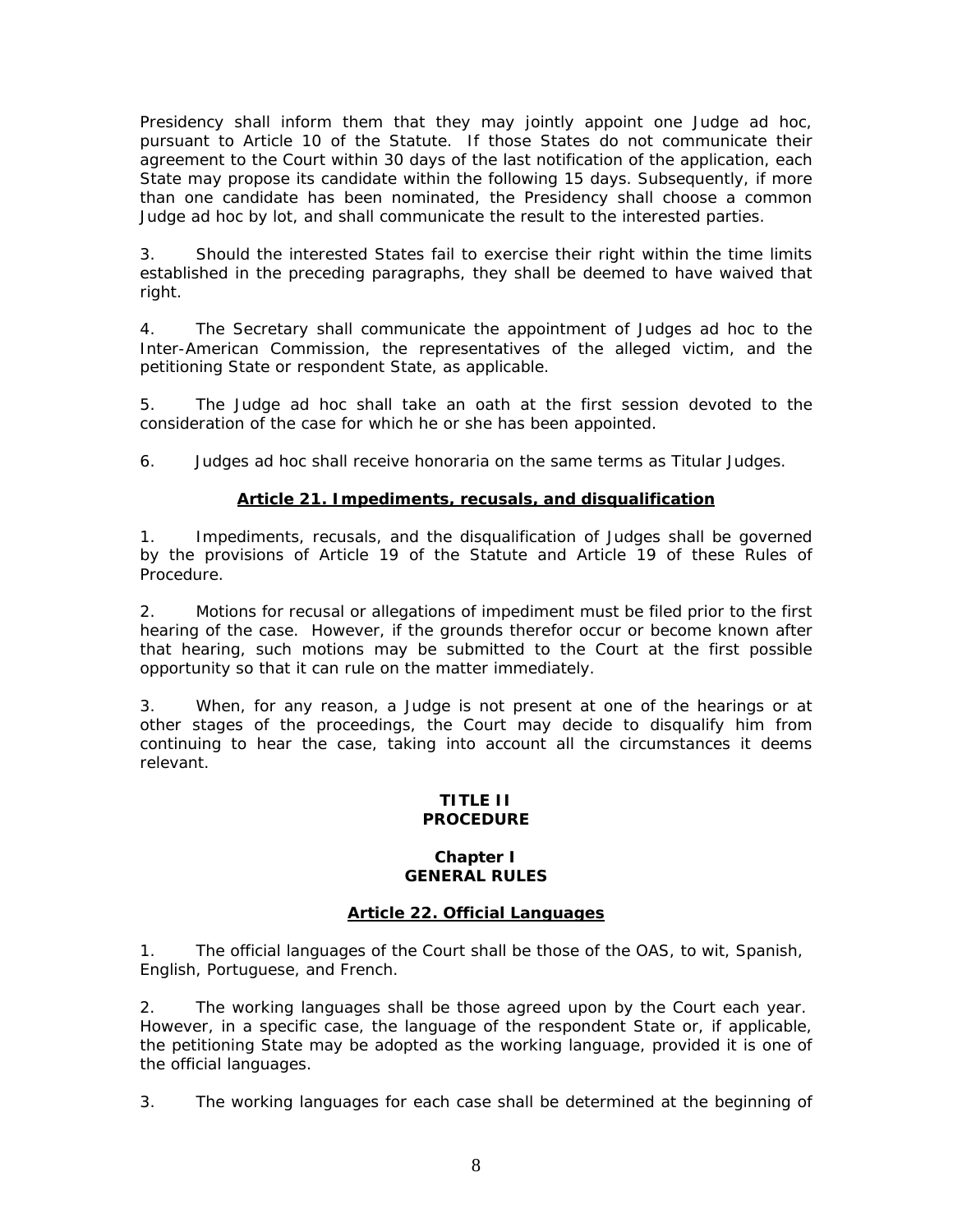Presidency shall inform them that they may jointly appoint one Judge ad hoc, pursuant to Article 10 of the Statute. If those States do not communicate their agreement to the Court within 30 days of the last notification of the application, each State may propose its candidate within the following 15 days. Subsequently, if more than one candidate has been nominated, the Presidency shall choose a common Judge ad hoc by lot, and shall communicate the result to the interested parties.

3. Should the interested States fail to exercise their right within the time limits established in the preceding paragraphs, they shall be deemed to have waived that right.

4. The Secretary shall communicate the appointment of Judges ad hoc to the Inter-American Commission, the representatives of the alleged victim, and the petitioning State or respondent State, as applicable.

5. The Judge ad hoc shall take an oath at the first session devoted to the consideration of the case for which he or she has been appointed.

6. Judges ad hoc shall receive honoraria on the same terms as Titular Judges.

### Article 21. Impediments, recusals, and disqualification

1. Impediments, recusals, and the disqualification of Judges shall be governed by the provisions of Article 19 of the Statute and Article 19 of these Rules of Procedure.

2. Motions for recusal or allegations of impediment must be filed prior to the first hearing of the case. However, if the grounds therefor occur or become known after that hearing, such motions may be submitted to the Court at the first possible opportunity so that it can rule on the matter immediately.

3. When, for any reason, a Judge is not present at one of the hearings or at other stages of the proceedings, the Court may decide to disqualify him from continuing to hear the case, taking into account all the circumstances it deems relevant.

# TITLE II
# PROCEDURE

## Chapter I
## GENERAL RULES

### Article 22. Official Languages

1. The official languages of the Court shall be those of the OAS, to wit, Spanish, English, Portuguese, and French.

2. The working languages shall be those agreed upon by the Court each year. However, in a specific case, the language of the respondent State or, if applicable, the petitioning State may be adopted as the working language, provided it is one of the official languages.

3. The working languages for each case shall be determined at the beginning of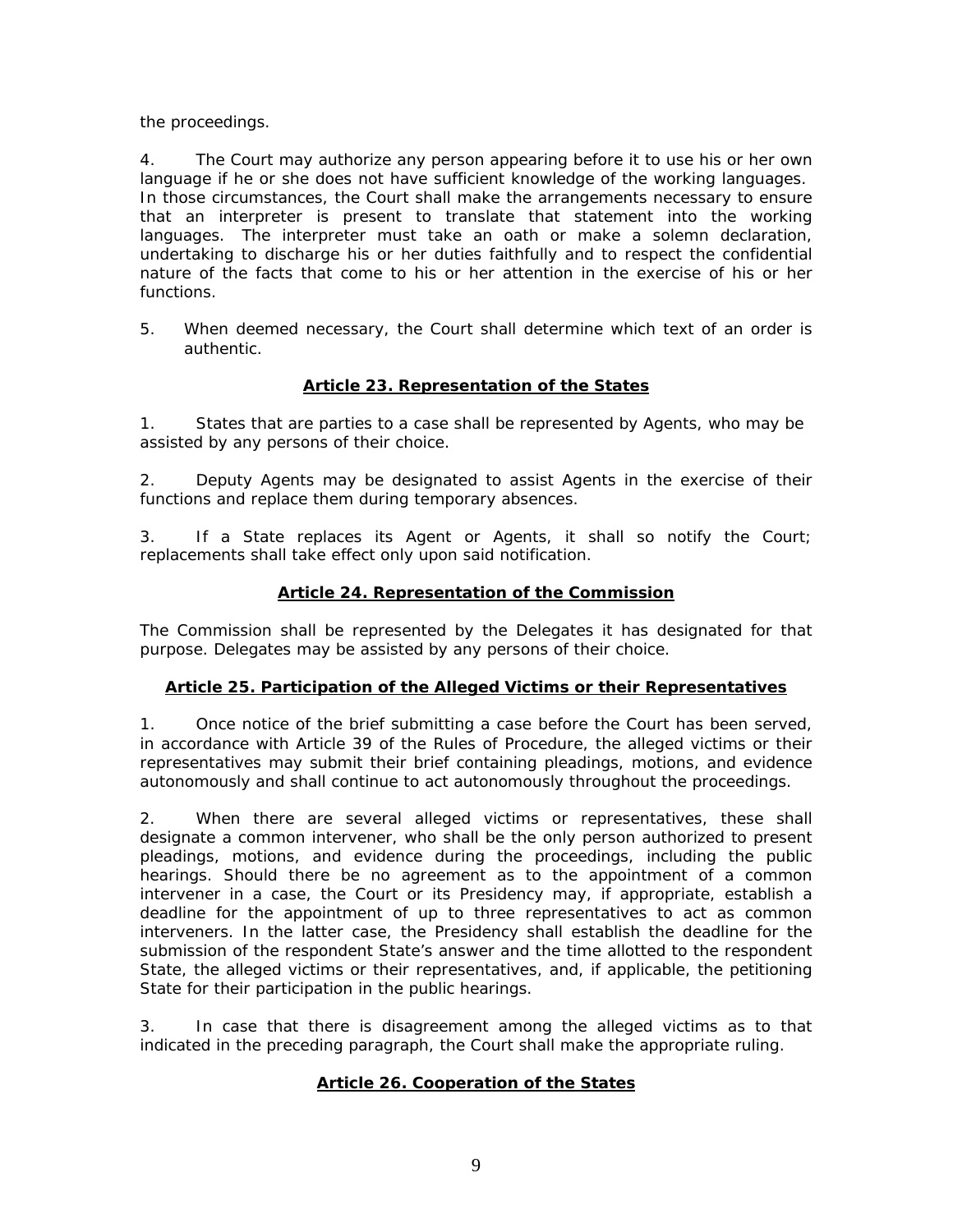the proceedings.

4. The Court may authorize any person appearing before it to use his or her own language if he or she does not have sufficient knowledge of the working languages. In those circumstances, the Court shall make the arrangements necessary to ensure that an interpreter is present to translate that statement into the working languages. The interpreter must take an oath or make a solemn declaration, undertaking to discharge his or her duties faithfully and to respect the confidential nature of the facts that come to his or her attention in the exercise of his or her functions.

5. When deemed necessary, the Court shall determine which text of an order is authentic.

## Article 23. Representation of the States

1. States that are parties to a case shall be represented by Agents, who may be assisted by any persons of their choice.

2. Deputy Agents may be designated to assist Agents in the exercise of their functions and replace them during temporary absences.

3. If a State replaces its Agent or Agents, it shall so notify the Court; replacements shall take effect only upon said notification.

## Article 24. Representation of the Commission

The Commission shall be represented by the Delegates it has designated for that purpose. Delegates may be assisted by any persons of their choice.

## Article 25. Participation of the Alleged Victims or their Representatives

1. Once notice of the brief submitting a case before the Court has been served, in accordance with Article 39 of the Rules of Procedure, the alleged victims or their representatives may submit their brief containing pleadings, motions, and evidence autonomously and shall continue to act autonomously throughout the proceedings.

2. When there are several alleged victims or representatives, these shall designate a common intervener, who shall be the only person authorized to present pleadings, motions, and evidence during the proceedings, including the public hearings. Should there be no agreement as to the appointment of a common intervener in a case, the Court or its Presidency may, if appropriate, establish a deadline for the appointment of up to three representatives to act as common interveners. In the latter case, the Presidency shall establish the deadline for the submission of the respondent State's answer and the time allotted to the respondent State, the alleged victims or their representatives, and, if applicable, the petitioning State for their participation in the public hearings.

3. In case that there is disagreement among the alleged victims as to that indicated in the preceding paragraph, the Court shall make the appropriate ruling.

## Article 26. Cooperation of the States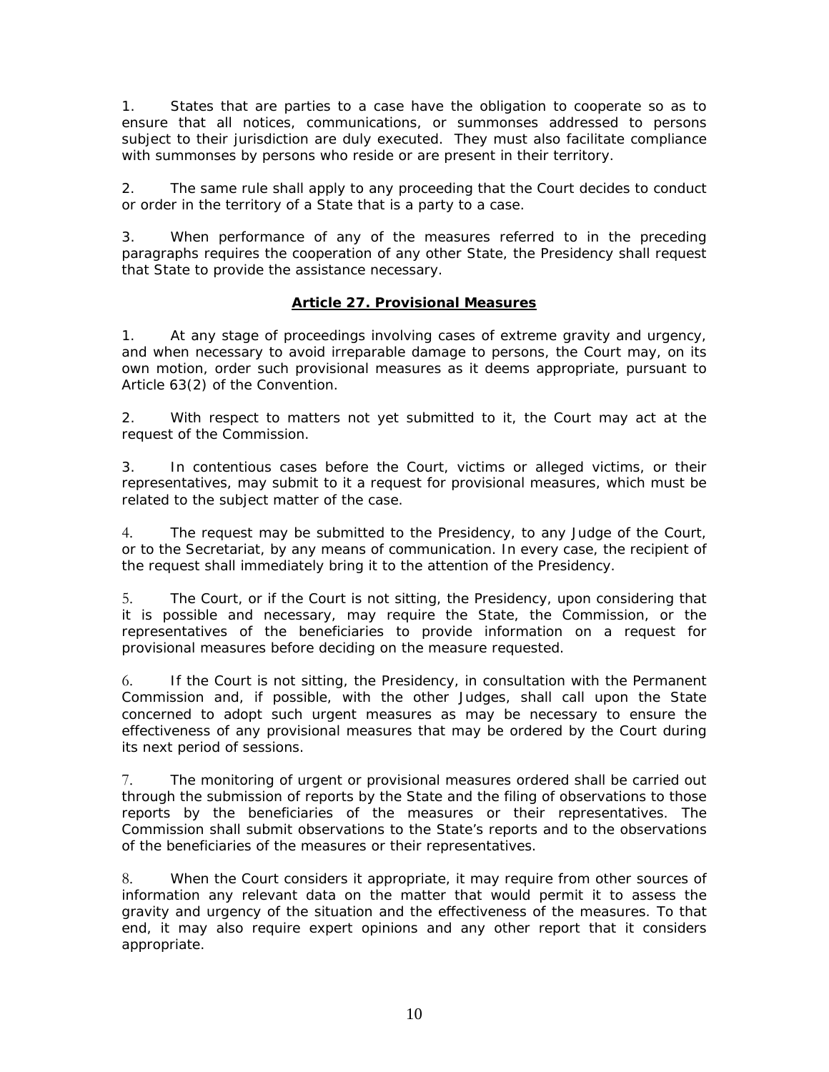1. States that are parties to a case have the obligation to cooperate so as to ensure that all notices, communications, or summonses addressed to persons subject to their jurisdiction are duly executed. They must also facilitate compliance with summonses by persons who reside or are present in their territory.

2. The same rule shall apply to any proceeding that the Court decides to conduct or order in the territory of a State that is a party to a case.

3. When performance of any of the measures referred to in the preceding paragraphs requires the cooperation of any other State, the Presidency shall request that State to provide the assistance necessary.

## Article 27. Provisional Measures

1. At any stage of proceedings involving cases of extreme gravity and urgency, and when necessary to avoid irreparable damage to persons, the Court may, on its own motion, order such provisional measures as it deems appropriate, pursuant to Article 63(2) of the Convention.

2. With respect to matters not yet submitted to it, the Court may act at the request of the Commission.

3. In contentious cases before the Court, victims or alleged victims, or their representatives, may submit to it a request for provisional measures, which must be related to the subject matter of the case.

4. The request may be submitted to the Presidency, to any Judge of the Court, or to the Secretariat, by any means of communication. In every case, the recipient of the request shall immediately bring it to the attention of the Presidency.

5. The Court, or if the Court is not sitting, the Presidency, upon considering that it is possible and necessary, may require the State, the Commission, or the representatives of the beneficiaries to provide information on a request for provisional measures before deciding on the measure requested.

6. If the Court is not sitting, the Presidency, in consultation with the Permanent Commission and, if possible, with the other Judges, shall call upon the State concerned to adopt such urgent measures as may be necessary to ensure the effectiveness of any provisional measures that may be ordered by the Court during its next period of sessions.

7. The monitoring of urgent or provisional measures ordered shall be carried out through the submission of reports by the State and the filing of observations to those reports by the beneficiaries of the measures or their representatives. The Commission shall submit observations to the State's reports and to the observations of the beneficiaries of the measures or their representatives.

8. When the Court considers it appropriate, it may require from other sources of information any relevant data on the matter that would permit it to assess the gravity and urgency of the situation and the effectiveness of the measures. To that end, it may also require expert opinions and any other report that it considers appropriate.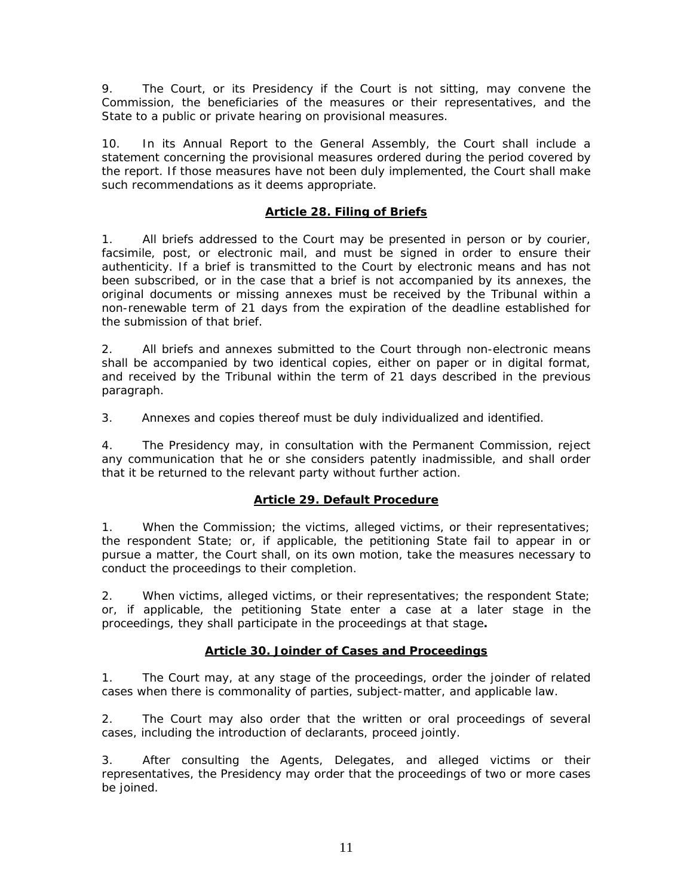9. The Court, or its Presidency if the Court is not sitting, may convene the Commission, the beneficiaries of the measures or their representatives, and the State to a public or private hearing on provisional measures.

10. In its Annual Report to the General Assembly, the Court shall include a statement concerning the provisional measures ordered during the period covered by the report. If those measures have not been duly implemented, the Court shall make such recommendations as it deems appropriate.

## Article 28. Filing of Briefs

1. All briefs addressed to the Court may be presented in person or by courier, facsimile, post, or electronic mail, and must be signed in order to ensure their authenticity. If a brief is transmitted to the Court by electronic means and has not been subscribed, or in the case that a brief is not accompanied by its annexes, the original documents or missing annexes must be received by the Tribunal within a non-renewable term of 21 days from the expiration of the deadline established for the submission of that brief.

2. All briefs and annexes submitted to the Court through non-electronic means shall be accompanied by two identical copies, either on paper or in digital format, and received by the Tribunal within the term of 21 days described in the previous paragraph.

3. Annexes and copies thereof must be duly individualized and identified.

4. The Presidency may, in consultation with the Permanent Commission, reject any communication that he or she considers patently inadmissible, and shall order that it be returned to the relevant party without further action.

## Article 29. Default Procedure

1. When the Commission; the victims, alleged victims, or their representatives; the respondent State; or, if applicable, the petitioning State fail to appear in or pursue a matter, the Court shall, on its own motion, take the measures necessary to conduct the proceedings to their completion.

2. When victims, alleged victims, or their representatives; the respondent State; or, if applicable, the petitioning State enter a case at a later stage in the proceedings, they shall participate in the proceedings at that stage.

## Article 30. Joinder of Cases and Proceedings

1. The Court may, at any stage of the proceedings, order the joinder of related cases when there is commonality of parties, subject-matter, and applicable law.

2. The Court may also order that the written or oral proceedings of several cases, including the introduction of declarants, proceed jointly.

3. After consulting the Agents, Delegates, and alleged victims or their representatives, the Presidency may order that the proceedings of two or more cases be joined.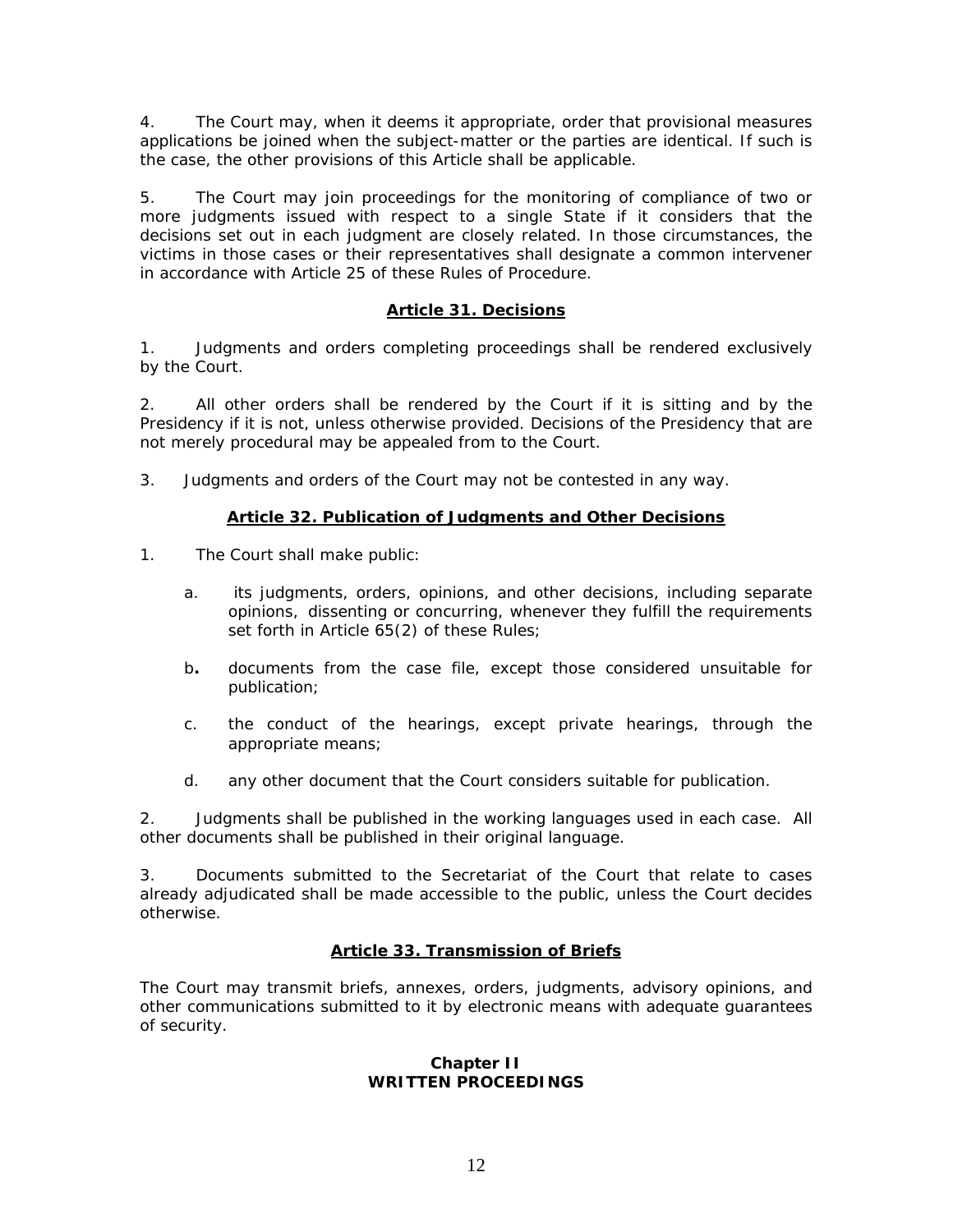4. The Court may, when it deems it appropriate, order that provisional measures applications be joined when the subject-matter or the parties are identical. If such is the case, the other provisions of this Article shall be applicable.

5. The Court may join proceedings for the monitoring of compliance of two or more judgments issued with respect to a single State if it considers that the decisions set out in each judgment are closely related. In those circumstances, the victims in those cases or their representatives shall designate a common intervener in accordance with Article 25 of these Rules of Procedure.

### Article 31. Decisions

1. Judgments and orders completing proceedings shall be rendered exclusively by the Court.

2. All other orders shall be rendered by the Court if it is sitting and by the Presidency if it is not, unless otherwise provided. Decisions of the Presidency that are not merely procedural may be appealed from to the Court.

3. Judgments and orders of the Court may not be contested in any way.

### Article 32. Publication of Judgments and Other Decisions

1. The Court shall make public:

   a. its judgments, orders, opinions, and other decisions, including separate opinions, dissenting or concurring, whenever they fulfill the requirements set forth in Article 65(2) of these Rules;

   b. documents from the case file, except those considered unsuitable for publication;

   c. the conduct of the hearings, except private hearings, through the appropriate means;

   d. any other document that the Court considers suitable for publication.

2. Judgments shall be published in the working languages used in each case. All other documents shall be published in their original language.

3. Documents submitted to the Secretariat of the Court that relate to cases already adjudicated shall be made accessible to the public, unless the Court decides otherwise.

### Article 33. Transmission of Briefs

The Court may transmit briefs, annexes, orders, judgments, advisory opinions, and other communications submitted to it by electronic means with adequate guarantees of security.

## Chapter II
## WRITTEN PROCEEDINGS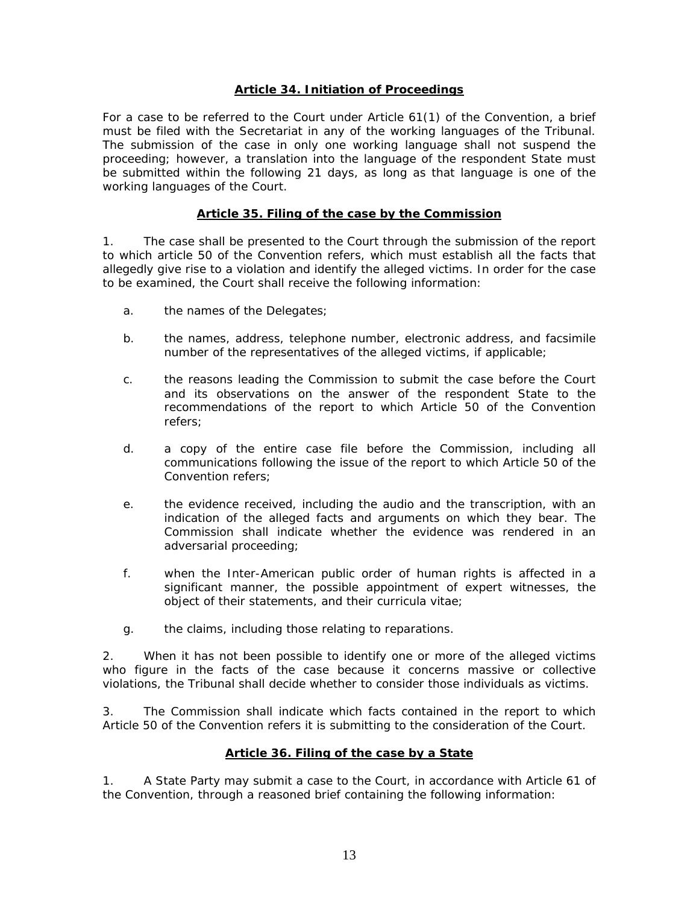## Article 34. Initiation of Proceedings

For a case to be referred to the Court under Article 61(1) of the Convention, a brief must be filed with the Secretariat in any of the working languages of the Tribunal. The submission of the case in only one working language shall not suspend the proceeding; however, a translation into the language of the respondent State must be submitted within the following 21 days, as long as that language is one of the working languages of the Court.

## Article 35. Filing of the case by the Commission

1. The case shall be presented to the Court through the submission of the report to which article 50 of the Convention refers, which must establish all the facts that allegedly give rise to a violation and identify the alleged victims. In order for the case to be examined, the Court shall receive the following information:

   a. the names of the Delegates;

   b. the names, address, telephone number, electronic address, and facsimile number of the representatives of the alleged victims, if applicable;

   c. the reasons leading the Commission to submit the case before the Court and its observations on the answer of the respondent State to the recommendations of the report to which Article 50 of the Convention refers;

   d. a copy of the entire case file before the Commission, including all communications following the issue of the report to which Article 50 of the Convention refers;

   e. the evidence received, including the audio and the transcription, with an indication of the alleged facts and arguments on which they bear. The Commission shall indicate whether the evidence was rendered in an adversarial proceeding;

   f. when the Inter-American public order of human rights is affected in a significant manner, the possible appointment of expert witnesses, the object of their statements, and their curricula vitae;

   g. the claims, including those relating to reparations.

2. When it has not been possible to identify one or more of the alleged victims who figure in the facts of the case because it concerns massive or collective violations, the Tribunal shall decide whether to consider those individuals as victims.

3. The Commission shall indicate which facts contained in the report to which Article 50 of the Convention refers it is submitting to the consideration of the Court.

## Article 36. Filing of the case by a State

1. A State Party may submit a case to the Court, in accordance with Article 61 of the Convention, through a reasoned brief containing the following information: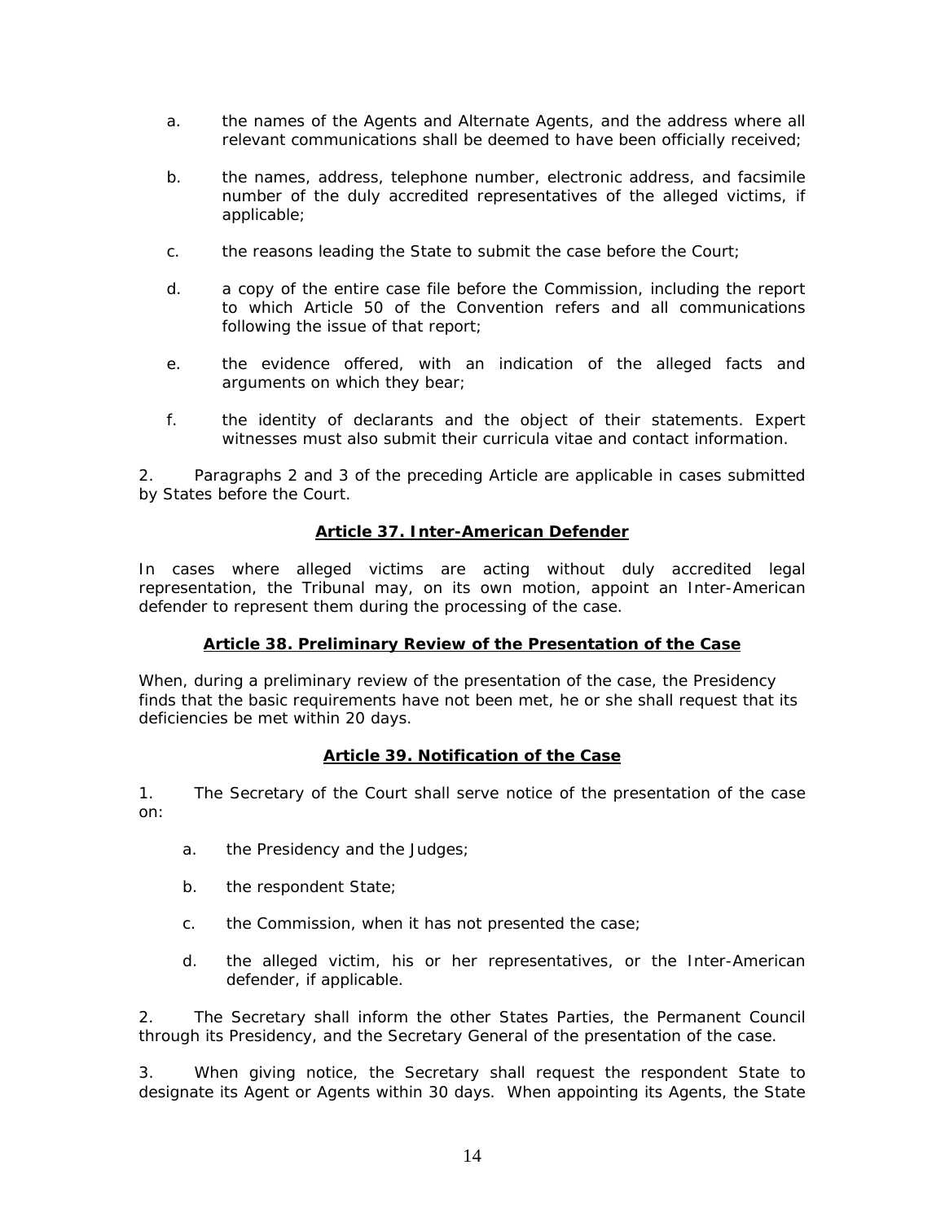a. the names of the Agents and Alternate Agents, and the address where all relevant communications shall be deemed to have been officially received;

b. the names, address, telephone number, electronic address, and facsimile number of the duly accredited representatives of the alleged victims, if applicable;

c. the reasons leading the State to submit the case before the Court;

d. a copy of the entire case file before the Commission, including the report to which Article 50 of the Convention refers and all communications following the issue of that report;

e. the evidence offered, with an indication of the alleged facts and arguments on which they bear;

f. the identity of declarants and the object of their statements. Expert witnesses must also submit their curricula vitae and contact information.

2. Paragraphs 2 and 3 of the preceding Article are applicable in cases submitted by States before the Court.

### Article 37. Inter-American Defender

In cases where alleged victims are acting without duly accredited legal representation, the Tribunal may, on its own motion, appoint an Inter-American defender to represent them during the processing of the case.

### Article 38. Preliminary Review of the Presentation of the Case

When, during a preliminary review of the presentation of the case, the Presidency finds that the basic requirements have not been met, he or she shall request that its deficiencies be met within 20 days.

### Article 39. Notification of the Case

1. The Secretary of the Court shall serve notice of the presentation of the case on:

a. the Presidency and the Judges;

b. the respondent State;

c. the Commission, when it has not presented the case;

d. the alleged victim, his or her representatives, or the Inter-American defender, if applicable.

2. The Secretary shall inform the other States Parties, the Permanent Council through its Presidency, and the Secretary General of the presentation of the case.

3. When giving notice, the Secretary shall request the respondent State to designate its Agent or Agents within 30 days. When appointing its Agents, the State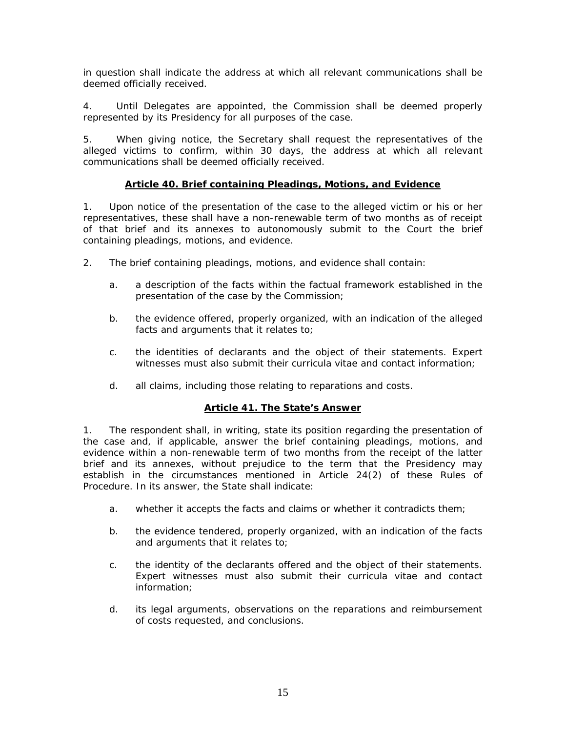in question shall indicate the address at which all relevant communications shall be deemed officially received.

4. Until Delegates are appointed, the Commission shall be deemed properly represented by its Presidency for all purposes of the case.

5. When giving notice, the Secretary shall request the representatives of the alleged victims to confirm, within 30 days, the address at which all relevant communications shall be deemed officially received.

## Article 40. Brief containing Pleadings, Motions, and Evidence

1. Upon notice of the presentation of the case to the alleged victim or his or her representatives, these shall have a non-renewable term of two months as of receipt of that brief and its annexes to autonomously submit to the Court the brief containing pleadings, motions, and evidence.

2. The brief containing pleadings, motions, and evidence shall contain:

   a. a description of the facts within the factual framework established in the presentation of the case by the Commission;

   b. the evidence offered, properly organized, with an indication of the alleged facts and arguments that it relates to;

   c. the identities of declarants and the object of their statements. Expert witnesses must also submit their curricula vitae and contact information;

   d. all claims, including those relating to reparations and costs.

## Article 41. The State's Answer

1. The respondent shall, in writing, state its position regarding the presentation of the case and, if applicable, answer the brief containing pleadings, motions, and evidence within a non-renewable term of two months from the receipt of the latter brief and its annexes, without prejudice to the term that the Presidency may establish in the circumstances mentioned in Article 24(2) of these Rules of Procedure. In its answer, the State shall indicate:

   a. whether it accepts the facts and claims or whether it contradicts them;

   b. the evidence tendered, properly organized, with an indication of the facts and arguments that it relates to;

   c. the identity of the declarants offered and the object of their statements. Expert witnesses must also submit their curricula vitae and contact information;

   d. its legal arguments, observations on the reparations and reimbursement of costs requested, and conclusions.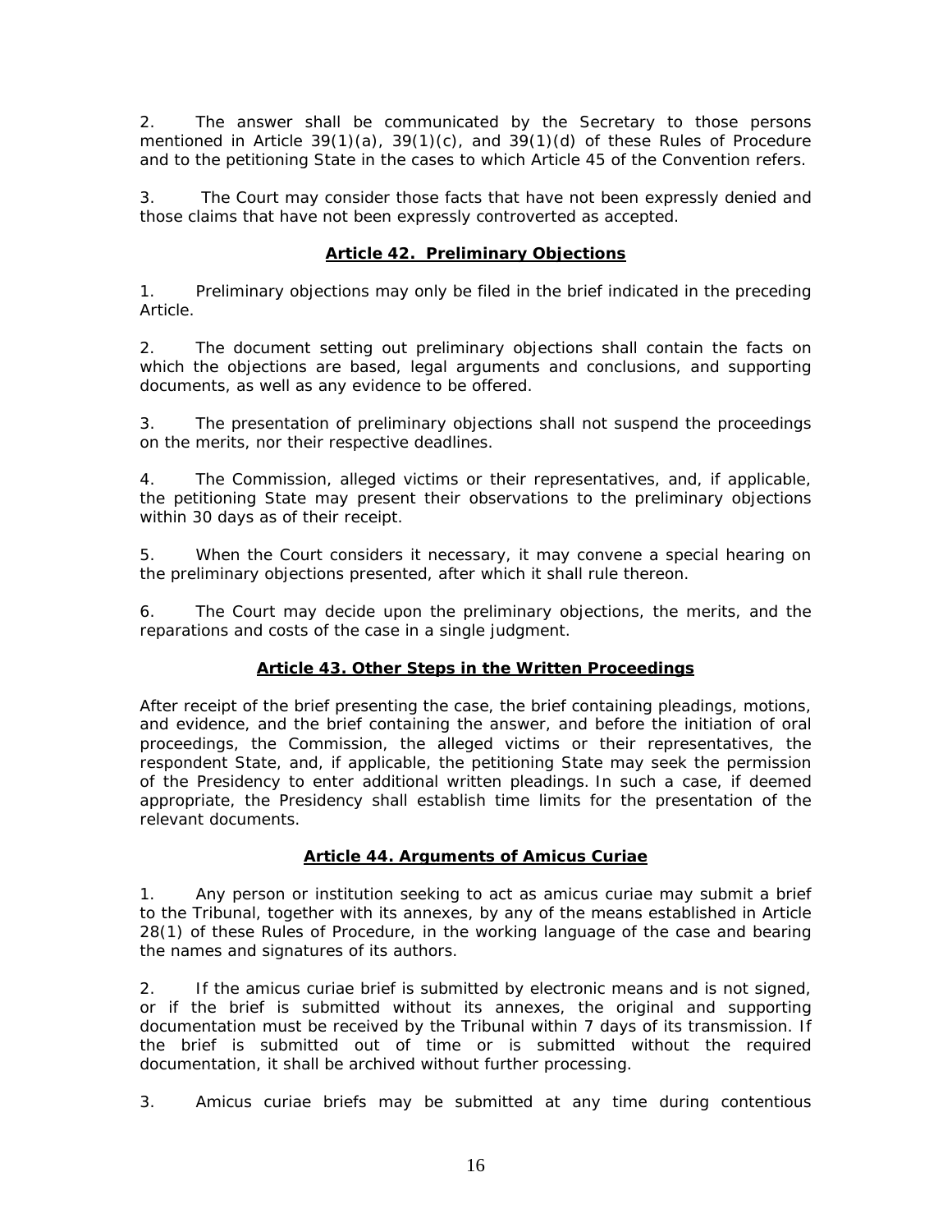2. The answer shall be communicated by the Secretary to those persons mentioned in Article 39(1)(a), 39(1)(c), and 39(1)(d) of these Rules of Procedure and to the petitioning State in the cases to which Article 45 of the Convention refers.

3. The Court may consider those facts that have not been expressly denied and those claims that have not been expressly controverted as accepted.

## Article 42. Preliminary Objections

1. Preliminary objections may only be filed in the brief indicated in the preceding Article.

2. The document setting out preliminary objections shall contain the facts on which the objections are based, legal arguments and conclusions, and supporting documents, as well as any evidence to be offered.

3. The presentation of preliminary objections shall not suspend the proceedings on the merits, nor their respective deadlines.

4. The Commission, alleged victims or their representatives, and, if applicable, the petitioning State may present their observations to the preliminary objections within 30 days as of their receipt.

5. When the Court considers it necessary, it may convene a special hearing on the preliminary objections presented, after which it shall rule thereon.

6. The Court may decide upon the preliminary objections, the merits, and the reparations and costs of the case in a single judgment.

## Article 43. Other Steps in the Written Proceedings

After receipt of the brief presenting the case, the brief containing pleadings, motions, and evidence, and the brief containing the answer, and before the initiation of oral proceedings, the Commission, the alleged victims or their representatives, the respondent State, and, if applicable, the petitioning State may seek the permission of the Presidency to enter additional written pleadings. In such a case, if deemed appropriate, the Presidency shall establish time limits for the presentation of the relevant documents.

## Article 44. Arguments of Amicus Curiae

1. Any person or institution seeking to act as amicus curiae may submit a brief to the Tribunal, together with its annexes, by any of the means established in Article 28(1) of these Rules of Procedure, in the working language of the case and bearing the names and signatures of its authors.

2. If the amicus curiae brief is submitted by electronic means and is not signed, or if the brief is submitted without its annexes, the original and supporting documentation must be received by the Tribunal within 7 days of its transmission. If the brief is submitted out of time or is submitted without the required documentation, it shall be archived without further processing.

3. Amicus curiae briefs may be submitted at any time during contentious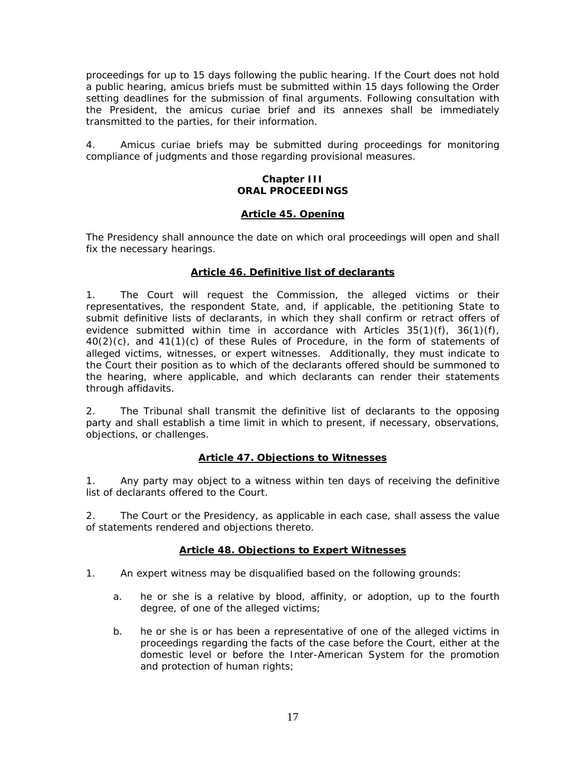proceedings for up to 15 days following the public hearing. If the Court does not hold a public hearing, amicus briefs must be submitted within 15 days following the Order setting deadlines for the submission of final arguments. Following consultation with the President, the amicus curiae brief and its annexes shall be immediately transmitted to the parties, for their information.

4. Amicus curiae briefs may be submitted during proceedings for monitoring compliance of judgments and those regarding provisional measures.

## Chapter III
## ORAL PROCEEDINGS

### Article 45. Opening

The Presidency shall announce the date on which oral proceedings will open and shall fix the necessary hearings.

### Article 46. Definitive list of declarants

1. The Court will request the Commission, the alleged victims or their representatives, the respondent State, and, if applicable, the petitioning State to submit definitive lists of declarants, in which they shall confirm or retract offers of evidence submitted within time in accordance with Articles 35(1)(f), 36(1)(f), 40(2)(c), and 41(1)(c) of these Rules of Procedure, in the form of statements of alleged victims, witnesses, or expert witnesses. Additionally, they must indicate to the Court their position as to which of the declarants offered should be summoned to the hearing, where applicable, and which declarants can render their statements through affidavits.

2. The Tribunal shall transmit the definitive list of declarants to the opposing party and shall establish a time limit in which to present, if necessary, observations, objections, or challenges.

### Article 47. Objections to Witnesses

1. Any party may object to a witness within ten days of receiving the definitive list of declarants offered to the Court.

2. The Court or the Presidency, as applicable in each case, shall assess the value of statements rendered and objections thereto.

### Article 48. Objections to Expert Witnesses

1. An expert witness may be disqualified based on the following grounds:

   a. he or she is a relative by blood, affinity, or adoption, up to the fourth degree, of one of the alleged victims;

   b. he or she is or has been a representative of one of the alleged victims in proceedings regarding the facts of the case before the Court, either at the domestic level or before the Inter-American System for the promotion and protection of human rights;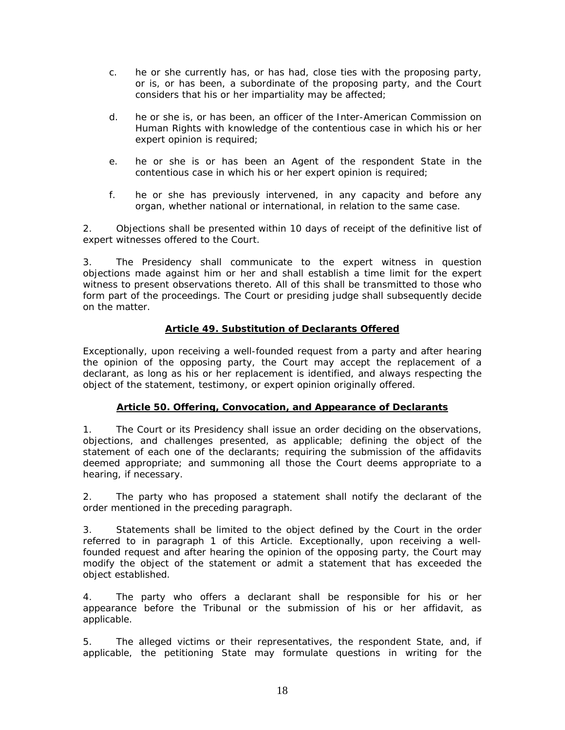c. he or she currently has, or has had, close ties with the proposing party, or is, or has been, a subordinate of the proposing party, and the Court considers that his or her impartiality may be affected;

d. he or she is, or has been, an officer of the Inter-American Commission on Human Rights with knowledge of the contentious case in which his or her expert opinion is required;

e. he or she is or has been an Agent of the respondent State in the contentious case in which his or her expert opinion is required;

f. he or she has previously intervened, in any capacity and before any organ, whether national or international, in relation to the same case.

2. Objections shall be presented within 10 days of receipt of the definitive list of expert witnesses offered to the Court.

3. The Presidency shall communicate to the expert witness in question objections made against him or her and shall establish a time limit for the expert witness to present observations thereto. All of this shall be transmitted to those who form part of the proceedings. The Court or presiding judge shall subsequently decide on the matter.

### Article 49. Substitution of Declarants Offered

Exceptionally, upon receiving a well-founded request from a party and after hearing the opinion of the opposing party, the Court may accept the replacement of a declarant, as long as his or her replacement is identified, and always respecting the object of the statement, testimony, or expert opinion originally offered.

### Article 50. Offering, Convocation, and Appearance of Declarants

1. The Court or its Presidency shall issue an order deciding on the observations, objections, and challenges presented, as applicable; defining the object of the statement of each one of the declarants; requiring the submission of the affidavits deemed appropriate; and summoning all those the Court deems appropriate to a hearing, if necessary.

2. The party who has proposed a statement shall notify the declarant of the order mentioned in the preceding paragraph.

3. Statements shall be limited to the object defined by the Court in the order referred to in paragraph 1 of this Article. Exceptionally, upon receiving a well-founded request and after hearing the opinion of the opposing party, the Court may modify the object of the statement or admit a statement that has exceeded the object established.

4. The party who offers a declarant shall be responsible for his or her appearance before the Tribunal or the submission of his or her affidavit, as applicable.

5. The alleged victims or their representatives, the respondent State, and, if applicable, the petitioning State may formulate questions in writing for the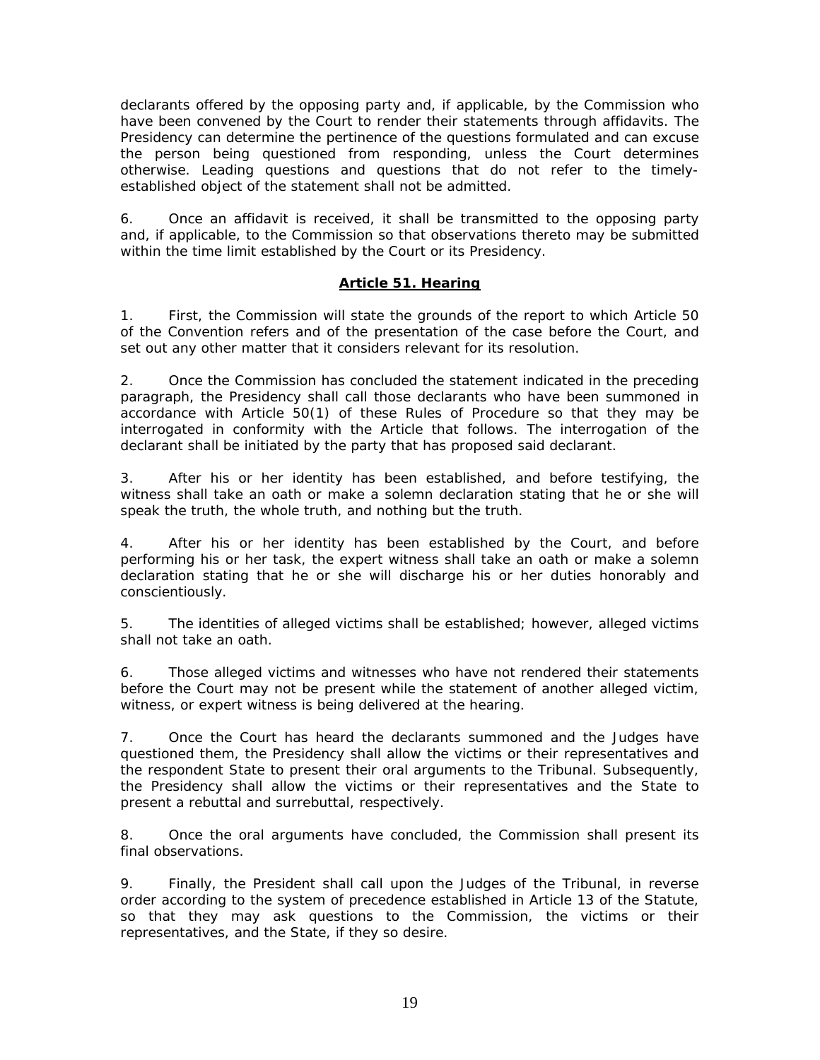declarants offered by the opposing party and, if applicable, by the Commission who have been convened by the Court to render their statements through affidavits. The Presidency can determine the pertinence of the questions formulated and can excuse the person being questioned from responding, unless the Court determines otherwise. Leading questions and questions that do not refer to the timely-established object of the statement shall not be admitted.

6. Once an affidavit is received, it shall be transmitted to the opposing party and, if applicable, to the Commission so that observations thereto may be submitted within the time limit established by the Court or its Presidency.

### Article 51. Hearing

1. First, the Commission will state the grounds of the report to which Article 50 of the Convention refers and of the presentation of the case before the Court, and set out any other matter that it considers relevant for its resolution.

2. Once the Commission has concluded the statement indicated in the preceding paragraph, the Presidency shall call those declarants who have been summoned in accordance with Article 50(1) of these Rules of Procedure so that they may be interrogated in conformity with the Article that follows. The interrogation of the declarant shall be initiated by the party that has proposed said declarant.

3. After his or her identity has been established, and before testifying, the witness shall take an oath or make a solemn declaration stating that he or she will speak the truth, the whole truth, and nothing but the truth.

4. After his or her identity has been established by the Court, and before performing his or her task, the expert witness shall take an oath or make a solemn declaration stating that he or she will discharge his or her duties honorably and conscientiously.

5. The identities of alleged victims shall be established; however, alleged victims shall not take an oath.

6. Those alleged victims and witnesses who have not rendered their statements before the Court may not be present while the statement of another alleged victim, witness, or expert witness is being delivered at the hearing.

7. Once the Court has heard the declarants summoned and the Judges have questioned them, the Presidency shall allow the victims or their representatives and the respondent State to present their oral arguments to the Tribunal. Subsequently, the Presidency shall allow the victims or their representatives and the State to present a rebuttal and surrebuttal, respectively.

8. Once the oral arguments have concluded, the Commission shall present its final observations.

9. Finally, the President shall call upon the Judges of the Tribunal, in reverse order according to the system of precedence established in Article 13 of the Statute, so that they may ask questions to the Commission, the victims or their representatives, and the State, if they so desire.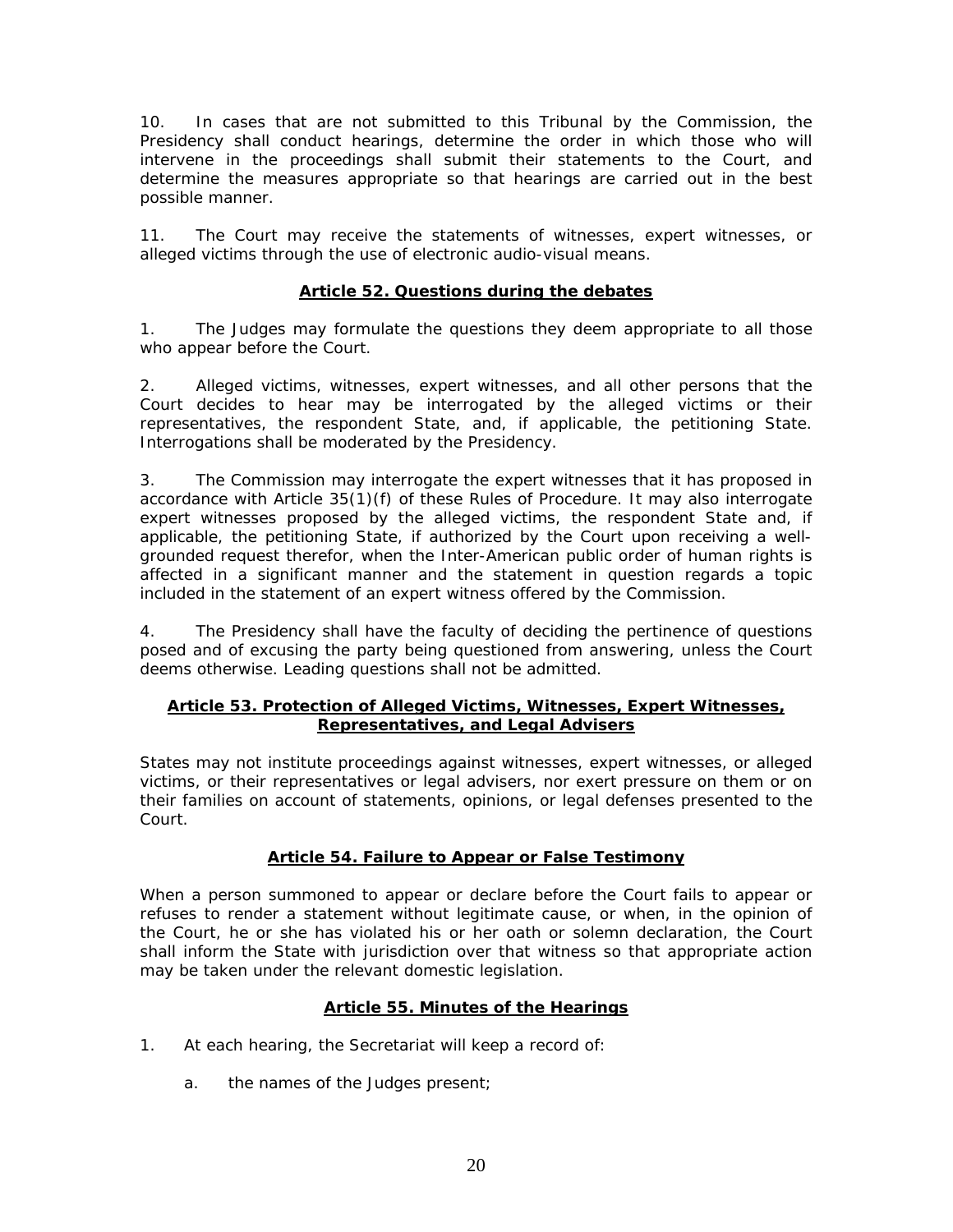10. In cases that are not submitted to this Tribunal by the Commission, the Presidency shall conduct hearings, determine the order in which those who will intervene in the proceedings shall submit their statements to the Court, and determine the measures appropriate so that hearings are carried out in the best possible manner.

11. The Court may receive the statements of witnesses, expert witnesses, or alleged victims through the use of electronic audio-visual means.

## Article 52. Questions during the debates

1. The Judges may formulate the questions they deem appropriate to all those who appear before the Court.

2. Alleged victims, witnesses, expert witnesses, and all other persons that the Court decides to hear may be interrogated by the alleged victims or their representatives, the respondent State, and, if applicable, the petitioning State. Interrogations shall be moderated by the Presidency.

3. The Commission may interrogate the expert witnesses that it has proposed in accordance with Article 35(1)(f) of these Rules of Procedure. It may also interrogate expert witnesses proposed by the alleged victims, the respondent State and, if applicable, the petitioning State, if authorized by the Court upon receiving a well-grounded request therefor, when the Inter-American public order of human rights is affected in a significant manner and the statement in question regards a topic included in the statement of an expert witness offered by the Commission.

4. The Presidency shall have the faculty of deciding the pertinence of questions posed and of excusing the party being questioned from answering, unless the Court deems otherwise. Leading questions shall not be admitted.

## Article 53. Protection of Alleged Victims, Witnesses, Expert Witnesses, Representatives, and Legal Advisers

States may not institute proceedings against witnesses, expert witnesses, or alleged victims, or their representatives or legal advisers, nor exert pressure on them or on their families on account of statements, opinions, or legal defenses presented to the Court.

## Article 54. Failure to Appear or False Testimony

When a person summoned to appear or declare before the Court fails to appear or refuses to render a statement without legitimate cause, or when, in the opinion of the Court, he or she has violated his or her oath or solemn declaration, the Court shall inform the State with jurisdiction over that witness so that appropriate action may be taken under the relevant domestic legislation.

## Article 55. Minutes of the Hearings

1. At each hearing, the Secretariat will keep a record of:

   a. the names of the Judges present;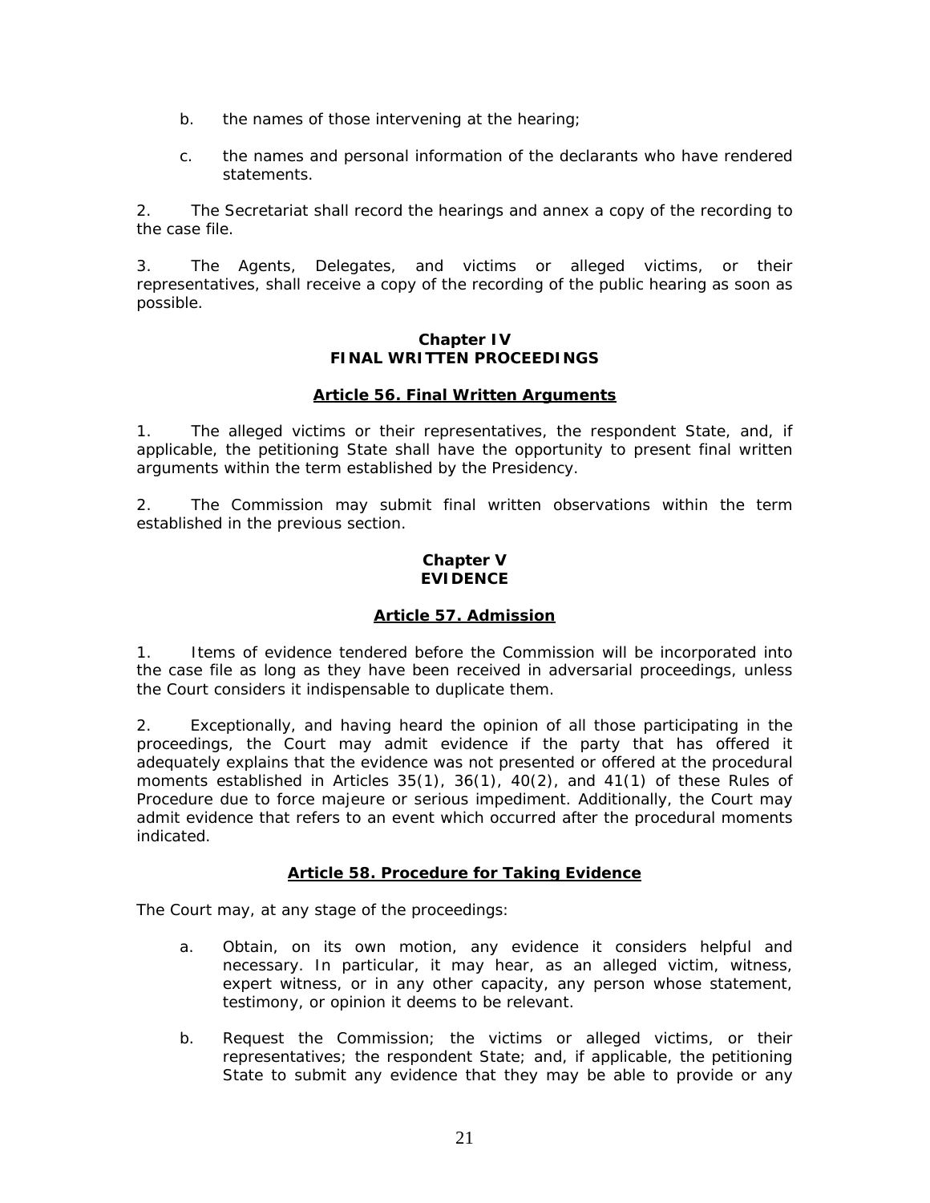b. the names of those intervening at the hearing;

c. the names and personal information of the declarants who have rendered statements.

2. The Secretariat shall record the hearings and annex a copy of the recording to the case file.

3. The Agents, Delegates, and victims or alleged victims, or their representatives, shall receive a copy of the recording of the public hearing as soon as possible.

## Chapter IV
## FINAL WRITTEN PROCEEDINGS

### Article 56. Final Written Arguments

1. The alleged victims or their representatives, the respondent State, and, if applicable, the petitioning State shall have the opportunity to present final written arguments within the term established by the Presidency.

2. The Commission may submit final written observations within the term established in the previous section.

## Chapter V
## EVIDENCE

### Article 57. Admission

1. Items of evidence tendered before the Commission will be incorporated into the case file as long as they have been received in adversarial proceedings, unless the Court considers it indispensable to duplicate them.

2. Exceptionally, and having heard the opinion of all those participating in the proceedings, the Court may admit evidence if the party that has offered it adequately explains that the evidence was not presented or offered at the procedural moments established in Articles 35(1), 36(1), 40(2), and 41(1) of these Rules of Procedure due to force majeure or serious impediment. Additionally, the Court may admit evidence that refers to an event which occurred after the procedural moments indicated.

### Article 58. Procedure for Taking Evidence

The Court may, at any stage of the proceedings:

a. Obtain, on its own motion, any evidence it considers helpful and necessary. In particular, it may hear, as an alleged victim, witness, expert witness, or in any other capacity, any person whose statement, testimony, or opinion it deems to be relevant.

b. Request the Commission; the victims or alleged victims, or their representatives; the respondent State; and, if applicable, the petitioning State to submit any evidence that they may be able to provide or any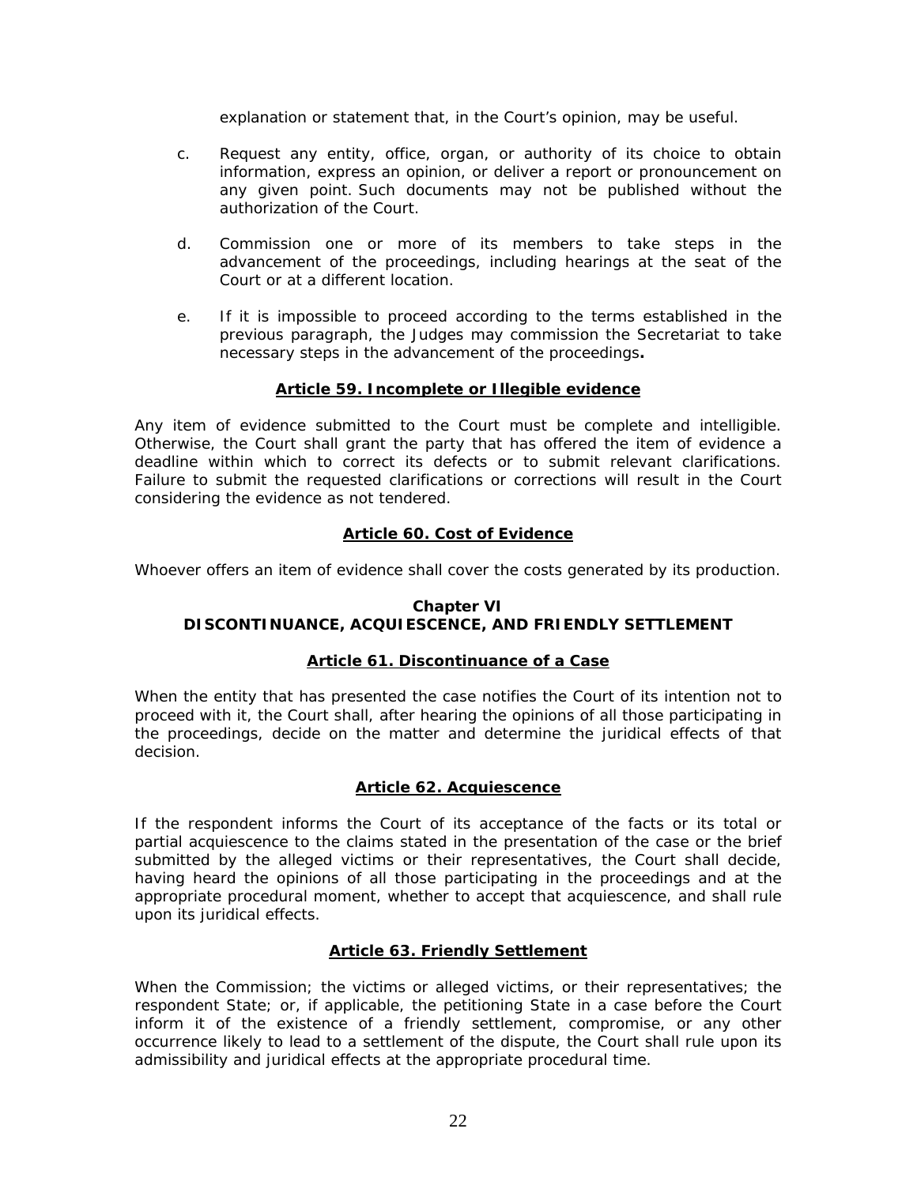explanation or statement that, in the Court's opinion, may be useful.

c. Request any entity, office, organ, or authority of its choice to obtain information, express an opinion, or deliver a report or pronouncement on any given point. Such documents may not be published without the authorization of the Court.

d. Commission one or more of its members to take steps in the advancement of the proceedings, including hearings at the seat of the Court or at a different location.

e. If it is impossible to proceed according to the terms established in the previous paragraph, the Judges may commission the Secretariat to take necessary steps in the advancement of the proceedings**.**

### Article 59. Incomplete or Illegible evidence

Any item of evidence submitted to the Court must be complete and intelligible. Otherwise, the Court shall grant the party that has offered the item of evidence a deadline within which to correct its defects or to submit relevant clarifications. Failure to submit the requested clarifications or corrections will result in the Court considering the evidence as not tendered.

### Article 60. Cost of Evidence

Whoever offers an item of evidence shall cover the costs generated by its production.

## Chapter VI
## DISCONTINUANCE, ACQUIESCENCE, AND FRIENDLY SETTLEMENT

### Article 61. Discontinuance of a Case

When the entity that has presented the case notifies the Court of its intention not to proceed with it, the Court shall, after hearing the opinions of all those participating in the proceedings, decide on the matter and determine the juridical effects of that decision.

### Article 62. Acquiescence

If the respondent informs the Court of its acceptance of the facts or its total or partial acquiescence to the claims stated in the presentation of the case or the brief submitted by the alleged victims or their representatives, the Court shall decide, having heard the opinions of all those participating in the proceedings and at the appropriate procedural moment, whether to accept that acquiescence, and shall rule upon its juridical effects.

### Article 63. Friendly Settlement

When the Commission; the victims or alleged victims, or their representatives; the respondent State; or, if applicable, the petitioning State in a case before the Court inform it of the existence of a friendly settlement, compromise, or any other occurrence likely to lead to a settlement of the dispute, the Court shall rule upon its admissibility and juridical effects at the appropriate procedural time.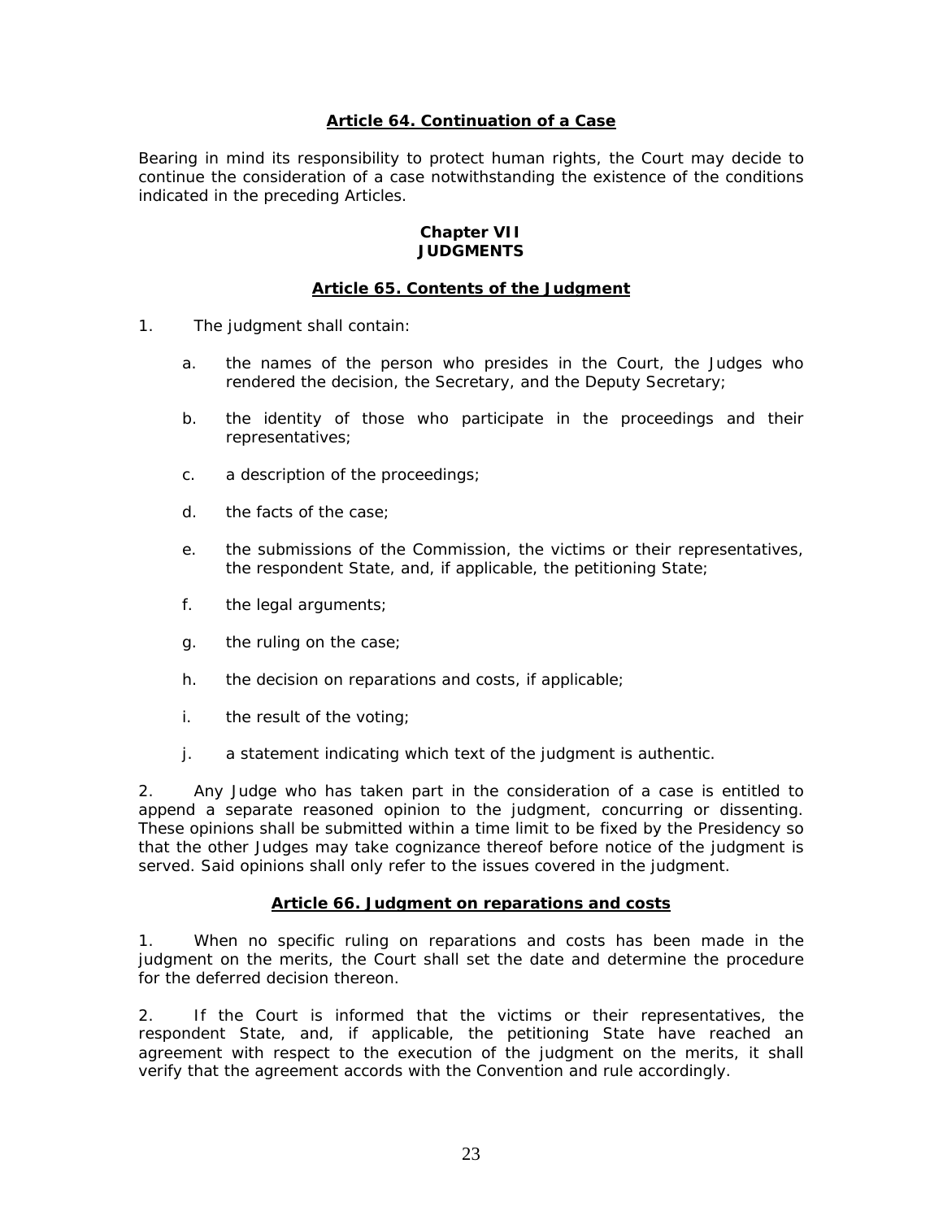### Article 64. Continuation of a Case

Bearing in mind its responsibility to protect human rights, the Court may decide to continue the consideration of a case notwithstanding the existence of the conditions indicated in the preceding Articles.

## Chapter VII
## JUDGMENTS

### Article 65. Contents of the Judgment

1. The judgment shall contain:

   a. the names of the person who presides in the Court, the Judges who rendered the decision, the Secretary, and the Deputy Secretary;

   b. the identity of those who participate in the proceedings and their representatives;

   c. a description of the proceedings;

   d. the facts of the case;

   e. the submissions of the Commission, the victims or their representatives, the respondent State, and, if applicable, the petitioning State;

   f. the legal arguments;

   g. the ruling on the case;

   h. the decision on reparations and costs, if applicable;

   i. the result of the voting;

   j. a statement indicating which text of the judgment is authentic.

2. Any Judge who has taken part in the consideration of a case is entitled to append a separate reasoned opinion to the judgment, concurring or dissenting. These opinions shall be submitted within a time limit to be fixed by the Presidency so that the other Judges may take cognizance thereof before notice of the judgment is served. Said opinions shall only refer to the issues covered in the judgment.

### Article 66. Judgment on reparations and costs

1. When no specific ruling on reparations and costs has been made in the judgment on the merits, the Court shall set the date and determine the procedure for the deferred decision thereon.

2. If the Court is informed that the victims or their representatives, the respondent State, and, if applicable, the petitioning State have reached an agreement with respect to the execution of the judgment on the merits, it shall verify that the agreement accords with the Convention and rule accordingly.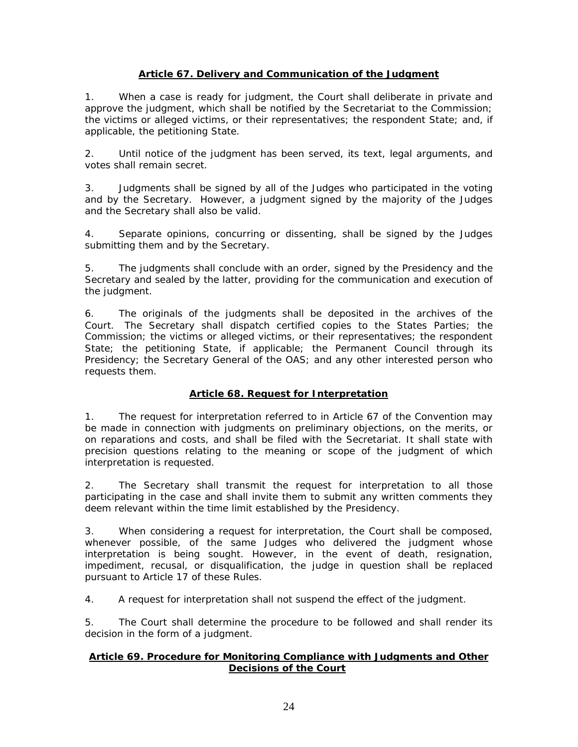## Article 67. Delivery and Communication of the Judgment

1. When a case is ready for judgment, the Court shall deliberate in private and approve the judgment, which shall be notified by the Secretariat to the Commission; the victims or alleged victims, or their representatives; the respondent State; and, if applicable, the petitioning State.

2. Until notice of the judgment has been served, its text, legal arguments, and votes shall remain secret.

3. Judgments shall be signed by all of the Judges who participated in the voting and by the Secretary. However, a judgment signed by the majority of the Judges and the Secretary shall also be valid.

4. Separate opinions, concurring or dissenting, shall be signed by the Judges submitting them and by the Secretary.

5. The judgments shall conclude with an order, signed by the Presidency and the Secretary and sealed by the latter, providing for the communication and execution of the judgment.

6. The originals of the judgments shall be deposited in the archives of the Court. The Secretary shall dispatch certified copies to the States Parties; the Commission; the victims or alleged victims, or their representatives; the respondent State; the petitioning State, if applicable; the Permanent Council through its Presidency; the Secretary General of the OAS; and any other interested person who requests them.

## Article 68. Request for Interpretation

1. The request for interpretation referred to in Article 67 of the Convention may be made in connection with judgments on preliminary objections, on the merits, or on reparations and costs, and shall be filed with the Secretariat. It shall state with precision questions relating to the meaning or scope of the judgment of which interpretation is requested.

2. The Secretary shall transmit the request for interpretation to all those participating in the case and shall invite them to submit any written comments they deem relevant within the time limit established by the Presidency.

3. When considering a request for interpretation, the Court shall be composed, whenever possible, of the same Judges who delivered the judgment whose interpretation is being sought. However, in the event of death, resignation, impediment, recusal, or disqualification, the judge in question shall be replaced pursuant to Article 17 of these Rules.

4. A request for interpretation shall not suspend the effect of the judgment.

5. The Court shall determine the procedure to be followed and shall render its decision in the form of a judgment.

## Article 69. Procedure for Monitoring Compliance with Judgments and Other Decisions of the Court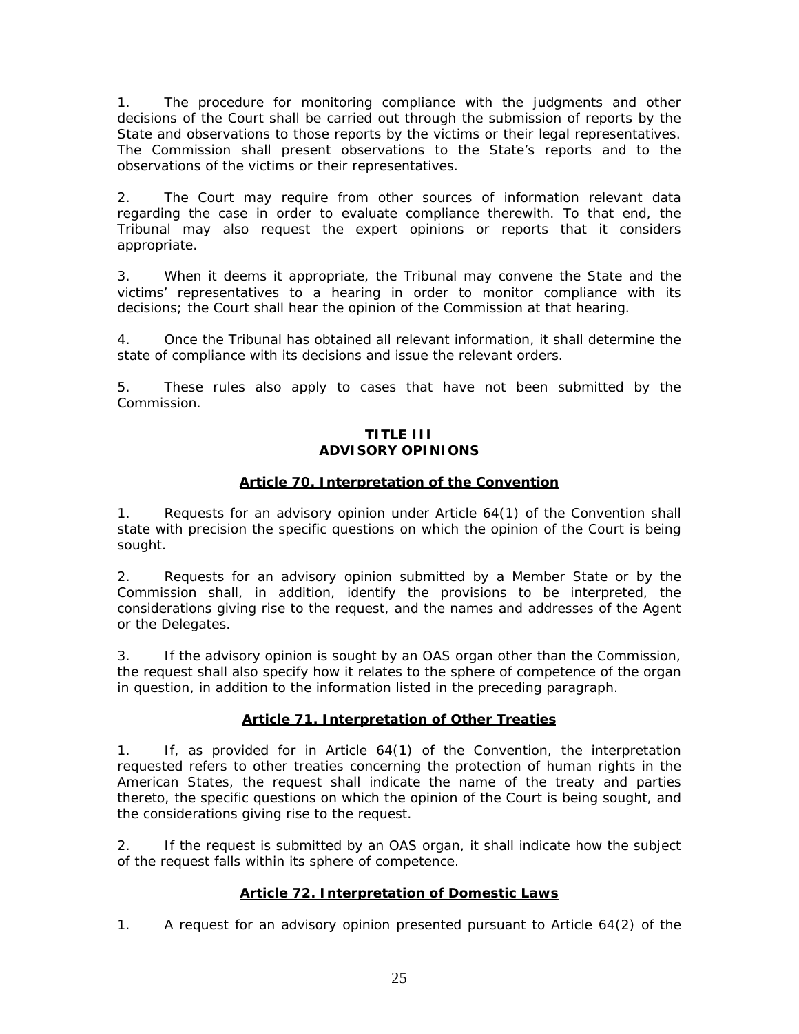1. The procedure for monitoring compliance with the judgments and other decisions of the Court shall be carried out through the submission of reports by the State and observations to those reports by the victims or their legal representatives. The Commission shall present observations to the State's reports and to the observations of the victims or their representatives.

2. The Court may require from other sources of information relevant data regarding the case in order to evaluate compliance therewith. To that end, the Tribunal may also request the expert opinions or reports that it considers appropriate.

3. When it deems it appropriate, the Tribunal may convene the State and the victims' representatives to a hearing in order to monitor compliance with its decisions; the Court shall hear the opinion of the Commission at that hearing.

4. Once the Tribunal has obtained all relevant information, it shall determine the state of compliance with its decisions and issue the relevant orders.

5. These rules also apply to cases that have not been submitted by the Commission.

## TITLE III
## ADVISORY OPINIONS

### Article 70. Interpretation of the Convention

1. Requests for an advisory opinion under Article 64(1) of the Convention shall state with precision the specific questions on which the opinion of the Court is being sought.

2. Requests for an advisory opinion submitted by a Member State or by the Commission shall, in addition, identify the provisions to be interpreted, the considerations giving rise to the request, and the names and addresses of the Agent or the Delegates.

3. If the advisory opinion is sought by an OAS organ other than the Commission, the request shall also specify how it relates to the sphere of competence of the organ in question, in addition to the information listed in the preceding paragraph.

### Article 71. Interpretation of Other Treaties

1. If, as provided for in Article 64(1) of the Convention, the interpretation requested refers to other treaties concerning the protection of human rights in the American States, the request shall indicate the name of the treaty and parties thereto, the specific questions on which the opinion of the Court is being sought, and the considerations giving rise to the request.

2. If the request is submitted by an OAS organ, it shall indicate how the subject of the request falls within its sphere of competence.

### Article 72. Interpretation of Domestic Laws

1. A request for an advisory opinion presented pursuant to Article 64(2) of the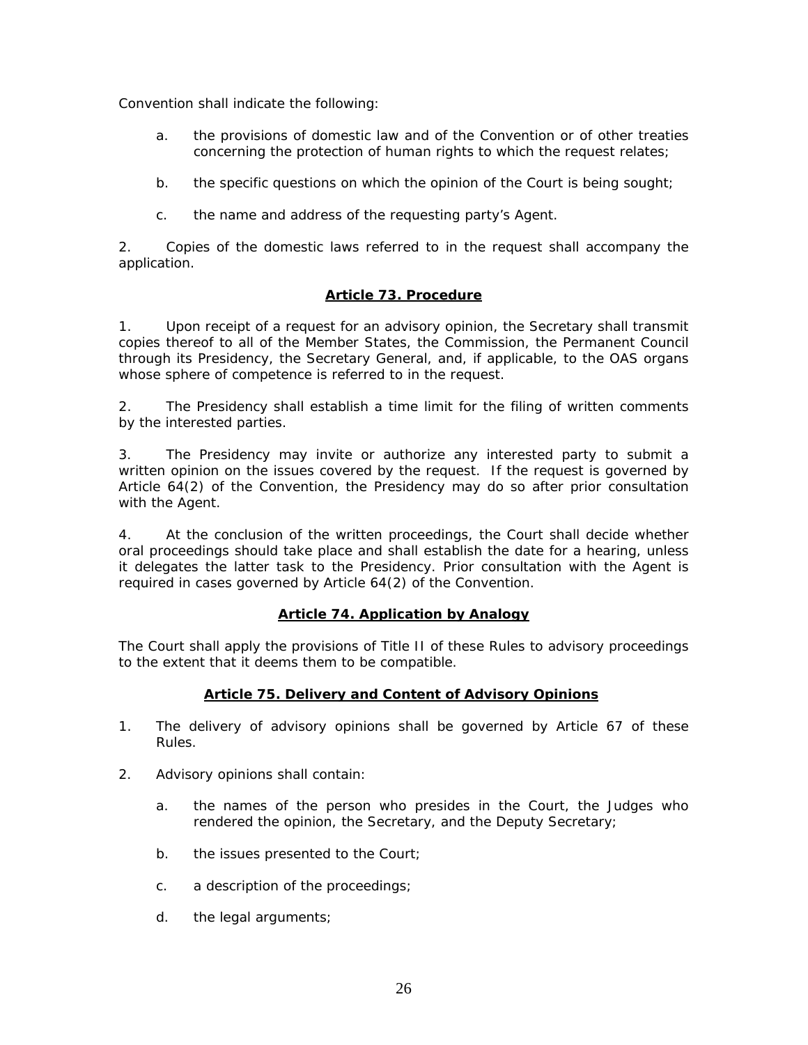Convention shall indicate the following:

a. the provisions of domestic law and of the Convention or of other treaties concerning the protection of human rights to which the request relates;

b. the specific questions on which the opinion of the Court is being sought;

c. the name and address of the requesting party's Agent.

2. Copies of the domestic laws referred to in the request shall accompany the application.

### Article 73. Procedure

1. Upon receipt of a request for an advisory opinion, the Secretary shall transmit copies thereof to all of the Member States, the Commission, the Permanent Council through its Presidency, the Secretary General, and, if applicable, to the OAS organs whose sphere of competence is referred to in the request.

2. The Presidency shall establish a time limit for the filing of written comments by the interested parties.

3. The Presidency may invite or authorize any interested party to submit a written opinion on the issues covered by the request. If the request is governed by Article 64(2) of the Convention, the Presidency may do so after prior consultation with the Agent.

4. At the conclusion of the written proceedings, the Court shall decide whether oral proceedings should take place and shall establish the date for a hearing, unless it delegates the latter task to the Presidency. Prior consultation with the Agent is required in cases governed by Article 64(2) of the Convention.

### Article 74. Application by Analogy

The Court shall apply the provisions of Title II of these Rules to advisory proceedings to the extent that it deems them to be compatible.

### Article 75. Delivery and Content of Advisory Opinions

1. The delivery of advisory opinions shall be governed by Article 67 of these Rules.

2. Advisory opinions shall contain:

   a. the names of the person who presides in the Court, the Judges who rendered the opinion, the Secretary, and the Deputy Secretary;

   b. the issues presented to the Court;

   c. a description of the proceedings;

   d. the legal arguments;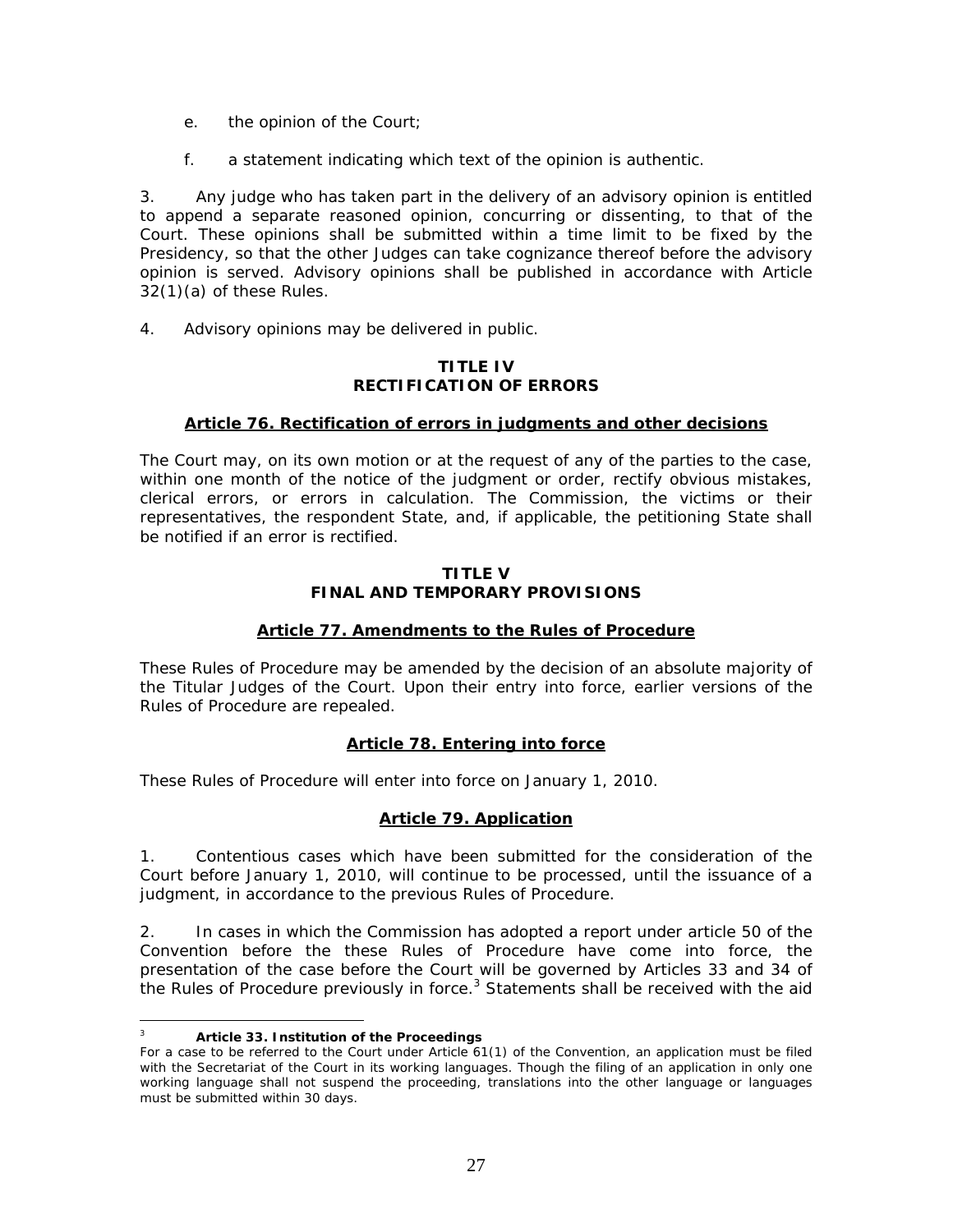e. the opinion of the Court;

f. a statement indicating which text of the opinion is authentic.

3. Any judge who has taken part in the delivery of an advisory opinion is entitled to append a separate reasoned opinion, concurring or dissenting, to that of the Court. These opinions shall be submitted within a time limit to be fixed by the Presidency, so that the other Judges can take cognizance thereof before the advisory opinion is served. Advisory opinions shall be published in accordance with Article 32(1)(a) of these Rules.

4. Advisory opinions may be delivered in public.

## TITLE IV
## RECTIFICATION OF ERRORS

### Article 76. Rectification of errors in judgments and other decisions

The Court may, on its own motion or at the request of any of the parties to the case, within one month of the notice of the judgment or order, rectify obvious mistakes, clerical errors, or errors in calculation. The Commission, the victims or their representatives, the respondent State, and, if applicable, the petitioning State shall be notified if an error is rectified.

## TITLE V
## FINAL AND TEMPORARY PROVISIONS

### Article 77. Amendments to the Rules of Procedure

These Rules of Procedure may be amended by the decision of an absolute majority of the Titular Judges of the Court. Upon their entry into force, earlier versions of the Rules of Procedure are repealed.

### Article 78. Entering into force

These Rules of Procedure will enter into force on January 1, 2010.

### Article 79. Application

1. Contentious cases which have been submitted for the consideration of the Court before January 1, 2010, will continue to be processed, until the issuance of a judgment, in accordance to the previous Rules of Procedure.

2. In cases in which the Commission has adopted a report under article 50 of the Convention before the these Rules of Procedure have come into force, the presentation of the case before the Court will be governed by Articles 33 and 34 of the Rules of Procedure previously in force.[3] Statements shall be received with the aid

---

[3] **Article 33. Institution of the Proceedings**
For a case to be referred to the Court under Article 61(1) of the Convention, an application must be filed with the Secretariat of the Court in its working languages. Though the filing of an application in only one working language shall not suspend the proceeding, translations into the other language or languages must be submitted within 30 days.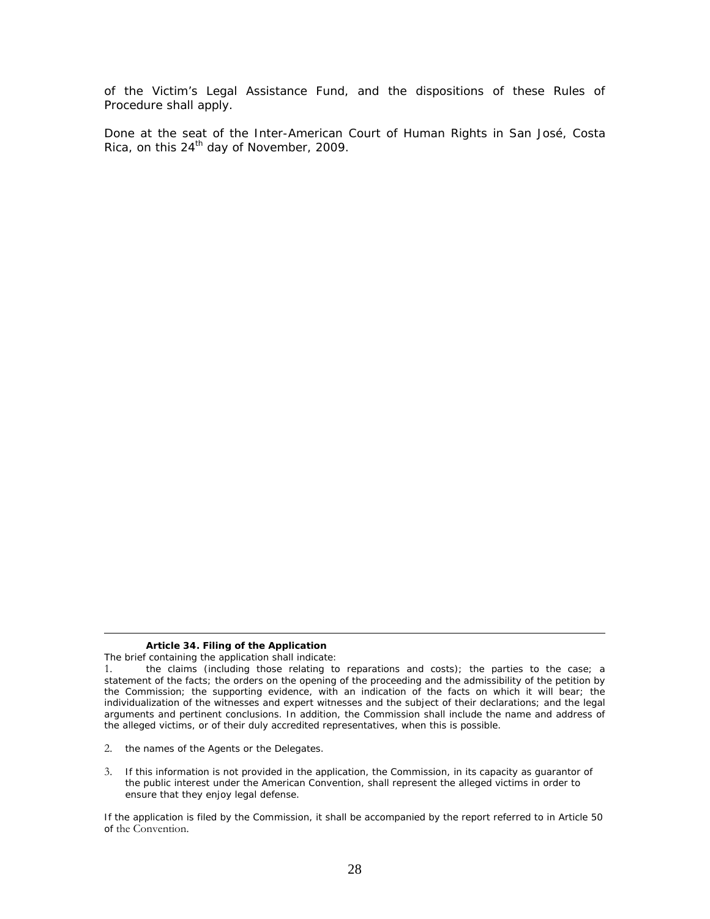of the Victim's Legal Assistance Fund, and the dispositions of these Rules of Procedure shall apply.

Done at the seat of the Inter-American Court of Human Rights in San José, Costa Rica, on this 24th day of November, 2009.

---

**Article 34. Filing of the Application**

The brief containing the application shall indicate:

1. the claims (including those relating to reparations and costs); the parties to the case; a statement of the facts; the orders on the opening of the proceeding and the admissibility of the petition by the Commission; the supporting evidence, with an indication of the facts on which it will bear; the individualization of the witnesses and expert witnesses and the subject of their declarations; and the legal arguments and pertinent conclusions. In addition, the Commission shall include the name and address of the alleged victims, or of their duly accredited representatives, when this is possible.

2. the names of the Agents or the Delegates.

3. If this information is not provided in the application, the Commission, in its capacity as guarantor of the public interest under the American Convention, shall represent the alleged victims in order to ensure that they enjoy legal defense.

If the application is filed by the Commission, it shall be accompanied by the report referred to in Article 50 of the Convention.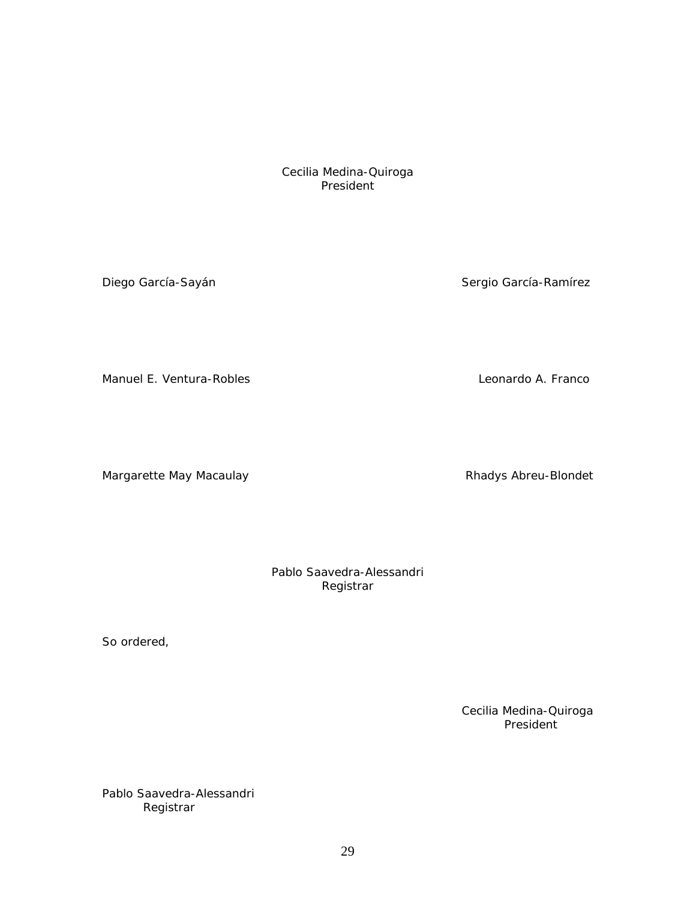Cecilia Medina-Quiroga
President

Diego García-Sayán

Sergio García-Ramírez

Manuel E. Ventura-Robles

Leonardo A. Franco

Margarette May Macaulay

Rhadys Abreu-Blondet

Pablo Saavedra-Alessandri
Registrar

So ordered,

Cecilia Medina-Quiroga
President

Pablo Saavedra-Alessandri
Registrar